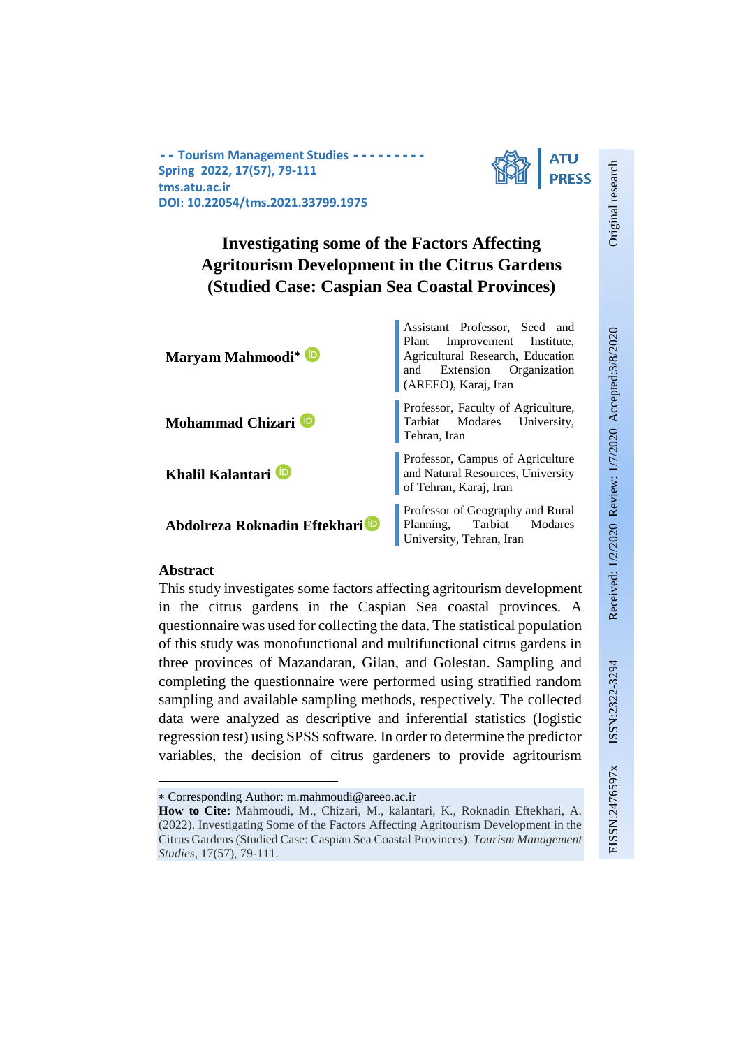- - Tourism Management Studies - - - - - - - - -
Spring 2022, 17(57), 79-111
tms.atu.ac.ir
DOI: 10.22054/tms.2021.33799.1975

Original research

Received: 1/2/2020 Review: 1/7/2020 Accepted:3/8/2020

ISSN:2322-3294 EISSN:2476597x

# Investigating some of the Factors Affecting Agritourism Development in the Citrus Gardens (Studied Case: Caspian Sea Coastal Provinces)

**Maryam Mahmoodi*** — Assistant Professor, Seed and Plant Improvement Institute, Agricultural Research, Education and Extension Organization (AREEO), Karaj, Iran

**Mohammad Chizari** — Professor, Faculty of Agriculture, Tarbiat Modares University, Tehran, Iran

**Khalil Kalantari** — Professor, Campus of Agriculture and Natural Resources, University of Tehran, Karaj, Iran

**Abdolreza Roknadin Eftekhari** — Professor of Geography and Rural Planning, Tarbiat Modares University, Tehran, Iran

## Abstract

This study investigates some factors affecting agritourism development in the citrus gardens in the Caspian Sea coastal provinces. A questionnaire was used for collecting the data. The statistical population of this study was monofunctional and multifunctional citrus gardens in three provinces of Mazandaran, Gilan, and Golestan. Sampling and completing the questionnaire were performed using stratified random sampling and available sampling methods, respectively. The collected data were analyzed as descriptive and inferential statistics (logistic regression test) using SPSS software. In order to determine the predictor variables, the decision of citrus gardeners to provide agritourism

---

* Corresponding Author: m.mahmoudi@areeo.ac.ir

**How to Cite:** Mahmoudi, M., Chizari, M., kalantari, K., Roknadin Eftekhari, A. (2022). Investigating Some of the Factors Affecting Agritourism Development in the Citrus Gardens (Studied Case: Caspian Sea Coastal Provinces). *Tourism Management Studies*, 17(57), 79-111.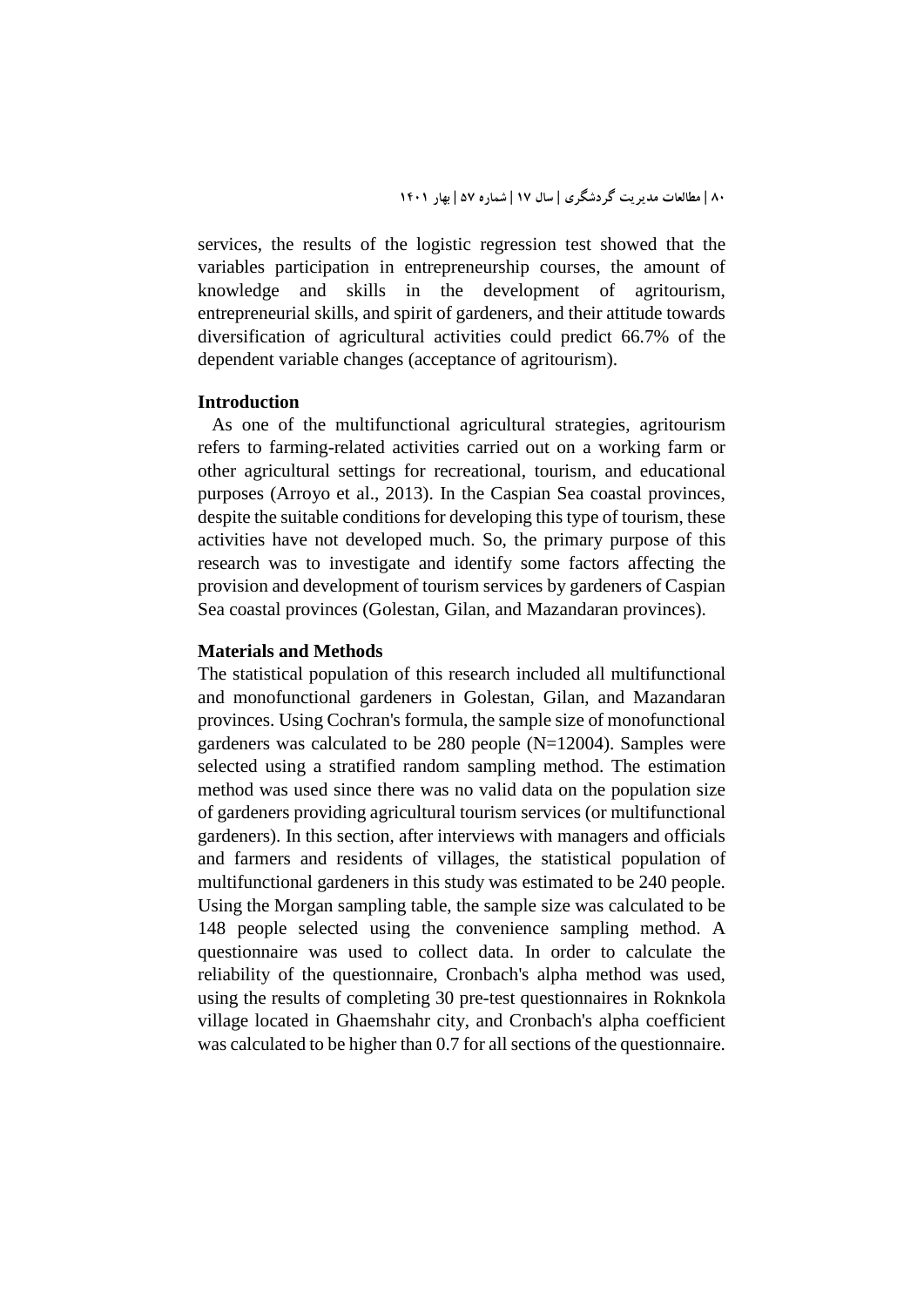services, the results of the logistic regression test showed that the variables participation in entrepreneurship courses, the amount of knowledge and skills in the development of agritourism, entrepreneurial skills, and spirit of gardeners, and their attitude towards diversification of agricultural activities could predict 66.7% of the dependent variable changes (acceptance of agritourism).

## Introduction

As one of the multifunctional agricultural strategies, agritourism refers to farming-related activities carried out on a working farm or other agricultural settings for recreational, tourism, and educational purposes (Arroyo et al., 2013). In the Caspian Sea coastal provinces, despite the suitable conditions for developing this type of tourism, these activities have not developed much. So, the primary purpose of this research was to investigate and identify some factors affecting the provision and development of tourism services by gardeners of Caspian Sea coastal provinces (Golestan, Gilan, and Mazandaran provinces).

## Materials and Methods

The statistical population of this research included all multifunctional and monofunctional gardeners in Golestan, Gilan, and Mazandaran provinces. Using Cochran's formula, the sample size of monofunctional gardeners was calculated to be 280 people (N=12004). Samples were selected using a stratified random sampling method. The estimation method was used since there was no valid data on the population size of gardeners providing agricultural tourism services (or multifunctional gardeners). In this section, after interviews with managers and officials and farmers and residents of villages, the statistical population of multifunctional gardeners in this study was estimated to be 240 people. Using the Morgan sampling table, the sample size was calculated to be 148 people selected using the convenience sampling method. A questionnaire was used to collect data. In order to calculate the reliability of the questionnaire, Cronbach's alpha method was used, using the results of completing 30 pre-test questionnaires in Roknkola village located in Ghaemshahr city, and Cronbach's alpha coefficient was calculated to be higher than 0.7 for all sections of the questionnaire.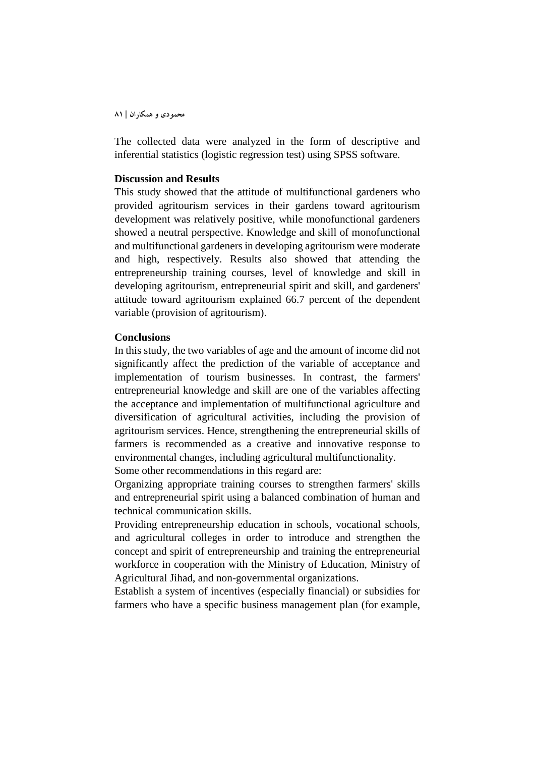The collected data were analyzed in the form of descriptive and inferential statistics (logistic regression test) using SPSS software.

**Discussion and Results**

This study showed that the attitude of multifunctional gardeners who provided agritourism services in their gardens toward agritourism development was relatively positive, while monofunctional gardeners showed a neutral perspective. Knowledge and skill of monofunctional and multifunctional gardeners in developing agritourism were moderate and high, respectively. Results also showed that attending the entrepreneurship training courses, level of knowledge and skill in developing agritourism, entrepreneurial spirit and skill, and gardeners' attitude toward agritourism explained 66.7 percent of the dependent variable (provision of agritourism).

**Conclusions**

In this study, the two variables of age and the amount of income did not significantly affect the prediction of the variable of acceptance and implementation of tourism businesses. In contrast, the farmers' entrepreneurial knowledge and skill are one of the variables affecting the acceptance and implementation of multifunctional agriculture and diversification of agricultural activities, including the provision of agritourism services. Hence, strengthening the entrepreneurial skills of farmers is recommended as a creative and innovative response to environmental changes, including agricultural multifunctionality.

Some other recommendations in this regard are:

Organizing appropriate training courses to strengthen farmers' skills and entrepreneurial spirit using a balanced combination of human and technical communication skills.

Providing entrepreneurship education in schools, vocational schools, and agricultural colleges in order to introduce and strengthen the concept and spirit of entrepreneurship and training the entrepreneurial workforce in cooperation with the Ministry of Education, Ministry of Agricultural Jihad, and non-governmental organizations.

Establish a system of incentives (especially financial) or subsidies for farmers who have a specific business management plan (for example,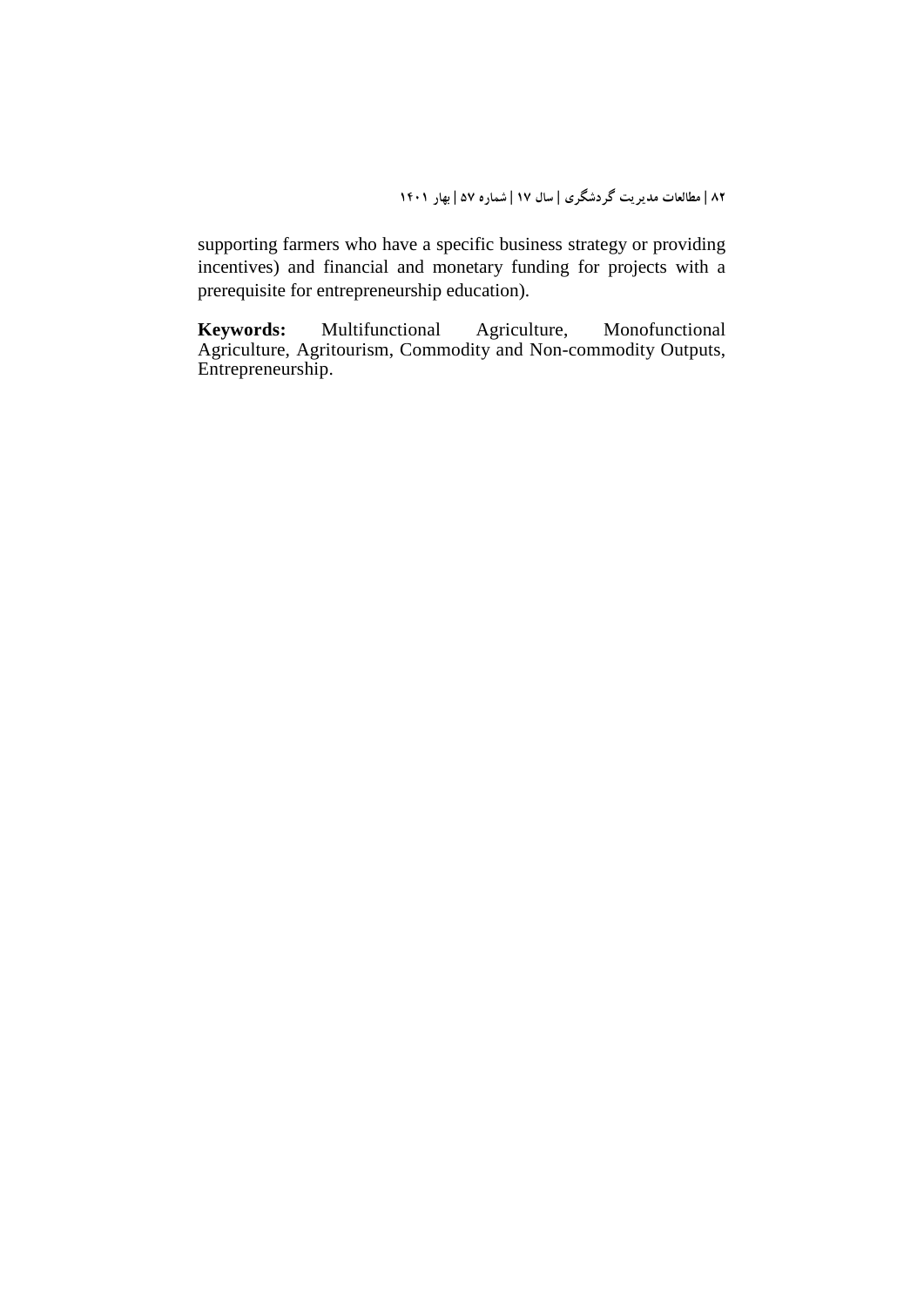supporting farmers who have a specific business strategy or providing incentives) and financial and monetary funding for projects with a prerequisite for entrepreneurship education).

**Keywords:** Multifunctional Agriculture, Monofunctional Agriculture, Agritourism, Commodity and Non-commodity Outputs, Entrepreneurship.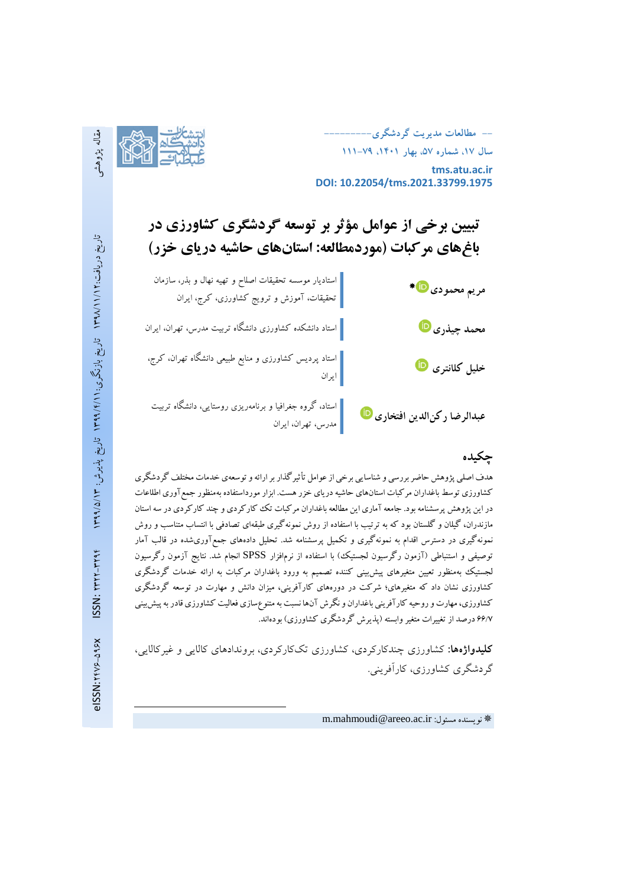مقاله پژوهشی

مطالعات مدیریت گردشگری

سال ۱۷، شماره ۵۷، بهار ۱۴۰۱، ۷۹-۱۱۱

tms.atu.ac.ir

DOI: 10.22054/tms.2021.33799.1975

تاریخ دریافت: ۱۳۹۸/۱۱/۱۲ تاریخ بازنگری: ۱۳۹۹/۴/۱۱ تاریخ پذیرش: ۱۳۹۹/۵/۱۳

ISSN: ۲۳۲۲-۳۲۹۴ eISSN: ۲۴۷۶-۵۹۶X

# تبیین برخی از عوامل مؤثر بر توسعه گردشگری کشاورزی در باغ‌های مرکبات (موردمطالعه: استان‌های حاشیه دریای خزر)

**مریم محمودی** * استادیار موسسه تحقیقات اصلاح و تهیه نهال و بذر، سازمان تحقیقات، آموزش و ترویج کشاورزی، کرج، ایران

**محمد چیذری** استاد دانشکده کشاورزی دانشگاه تربیت مدرس، تهران، ایران

**خلیل کلانتری** استاد پردیس کشاورزی و منابع طبیعی دانشگاه تهران، کرج، ایران

**عبدالرضا رکن‌الدین افتخاری** استاد، گروه جغرافیا و برنامه‌ریزی روستایی، دانشگاه تربیت مدرس، تهران، ایران

## چکیده

هدف اصلی پژوهش حاضر بررسی و شناسایی برخی از عوامل تأثیرگذار بر ارائه و توسعه‌ی خدمات مختلف گردشگری کشاورزی توسط باغداران مرکبات استان‌های حاشیه دریای خزر هست. ابزار مورداستفاده به‌منظور جمع‌آوری اطلاعات در این پژوهش پرسشنامه بود. جامعه آماری این مطالعه باغداران مرکبات تک کارکردی و چند کارکردی در سه استان مازندران، گیلان و گلستان بود که به ترتیب با استفاده از روش نمونه‌گیری طبقه‌ای تصادفی با انتساب متناسب و روش نمونه‌گیری در دسترس اقدام به نمونه‌گیری و تکمیل پرسشنامه شد. تحلیل داده‌های جمع‌آوری‌شده در قالب آمار توصیفی و استنباطی (آزمون رگرسیون لجستیک) با استفاده از نرم‌افزار SPSS انجام شد. نتایج آزمون رگرسیون لجستیک به‌منظور تعیین متغیرهای پیش‌بینی کننده تصمیم به ورود باغداران مرکبات به ارائه خدمات گردشگری کشاورزی نشان داد که متغیرهای؛ شرکت در دوره‌های کارآفرینی، میزان دانش و مهارت در توسعه گردشگری کشاورزی، مهارت و روحیه کارآفرینی باغداران و نگرش آن‌ها نسبت به متنوع‌سازی فعالیت کشاورزی قادر به پیش‌بینی ۶۶/۷ درصد از تغییرات متغیر وابسته (پذیرش گردشگری کشاورزی) بوده‌اند.

**کلیدواژه‌ها:** کشاورزی چندکارکردی، کشاورزی تک‌کارکردی، بروندادهای کالایی و غیرکالایی، گردشگری کشاورزی، کارآفرینی.

---

* نویسنده مسئول: m.mahmoudi@areeo.ac.ir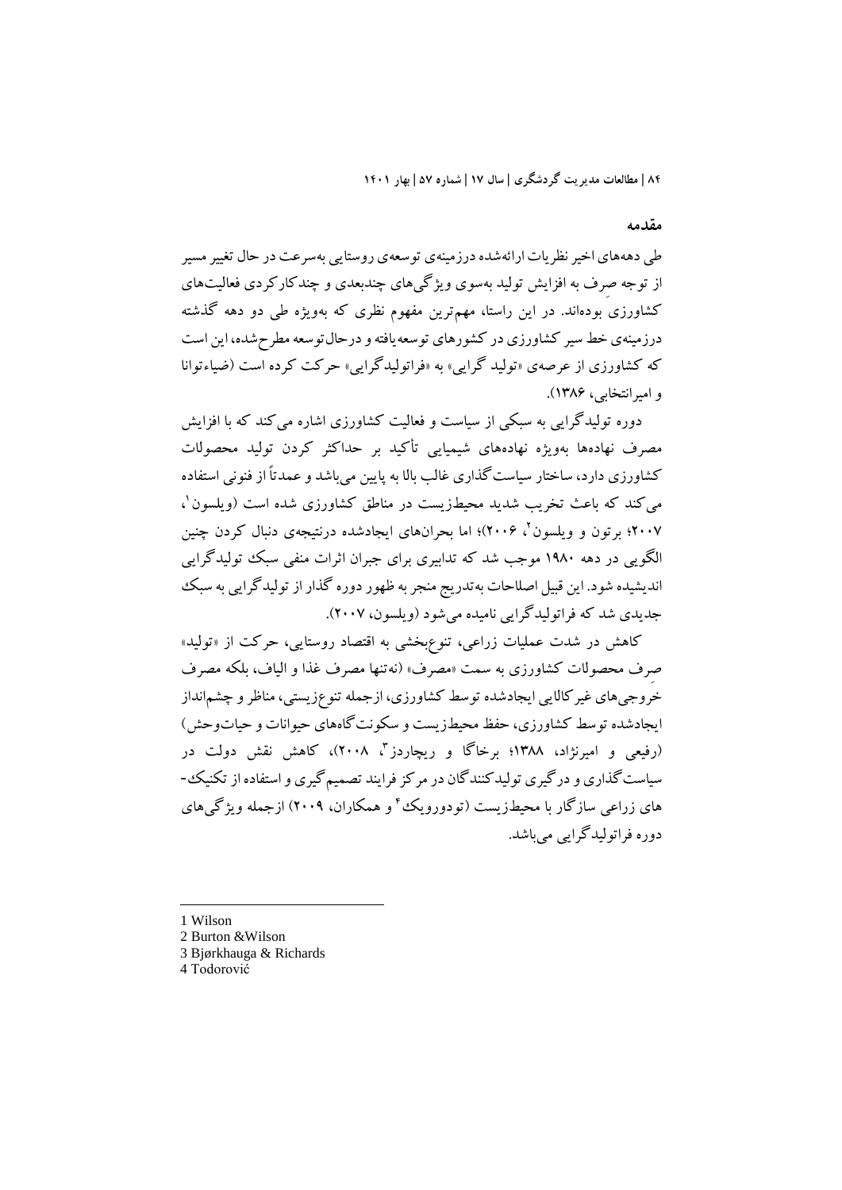## مقدمه

طی دهه‌های اخیر نظریات ارائه‌شده درزمینه‌ی توسعه‌ی روستایی به‌سرعت در حال تغییر مسیر از توجه صِرف به افزایش تولید به‌سوی ویژگی‌های چندبعدی و چندکارکردی فعالیت‌های کشاورزی بوده‌اند. در این راستا، مهم‌ترین مفهوم نظری که به‌ویژه طی دو دهه گذشته درزمینه‌ی خط سیر کشاورزی در کشورهای توسعه‌یافته و درحال‌توسعه مطرح‌شده، این است که کشاورزی از عرصه‌ی «تولید گرایی» به «فراتولیدگرایی» حرکت کرده است (ضیاء‌توانا و امیرانتخابی، ۱۳۸۶).

دوره تولیدگرایی به سبکی از سیاست و فعالیت کشاورزی اشاره می‌کند که با افزایش مصرف نهاده‌ها به‌ویژه نهاده‌های شیمیایی تأکید بر حداکثر کردن تولید محصولات کشاورزی دارد، ساختار سیاست‌گذاری غالب بالا به پایین می‌باشد و عمدتاً از فنونی استفاده می‌کند که باعث تخریب شدید محیط‌زیست در مناطق کشاورزی شده است (ویلسون[1]، ۲۰۰۷؛ برتون و ویلسون[2]، ۲۰۰۶)؛ اما بحران‌های ایجادشده درنتیجه‌ی دنبال کردن چنین الگویی در دهه ۱۹۸۰ موجب شد که تدابیری برای جبران اثرات منفی سبک تولیدگرایی اندیشیده شود. این قبیل اصلاحات به‌تدریج منجر به ظهور دوره گذار از تولیدگرایی به سبک جدیدی شد که فراتولیدگرایی نامیده می‌شود (ویلسون، ۲۰۰۷).

کاهش در شدت عملیات زراعی، تنوع‌بخشی به اقتصاد روستایی، حرکت از «تولید» صِرف محصولات کشاورزی به سمت «مصرف» (نه‌تنها مصرف غذا و الیاف، بلکه مصرف خروجی‌های غیرکالایی ایجادشده توسط کشاورزی، ازجمله تنوع‌زیستی، مناظر و چشم‌انداز ایجادشده توسط کشاورزی، حفظ محیط‌زیست و سکونت‌گاه‌های حیوانات و حیات‌وحش) (رفیعی و امیرنژاد، ۱۳۸۸؛ برخاگا و ریچاردز[3]، ۲۰۰۸)، کاهش نقش دولت در سیاست‌گذاری و درگیری تولیدکنندگان در مرکز فرایند تصمیم‌گیری و استفاده از تکنیک‌های زراعی سازگار با محیط‌زیست (تودورویک[4] و همکاران، ۲۰۰۹) ازجمله ویژگی‌های دوره فراتولیدگرایی می‌باشد.

---

1 Wilson
2 Burton &Wilson
3 Bjørkhauga & Richards
4 Todorović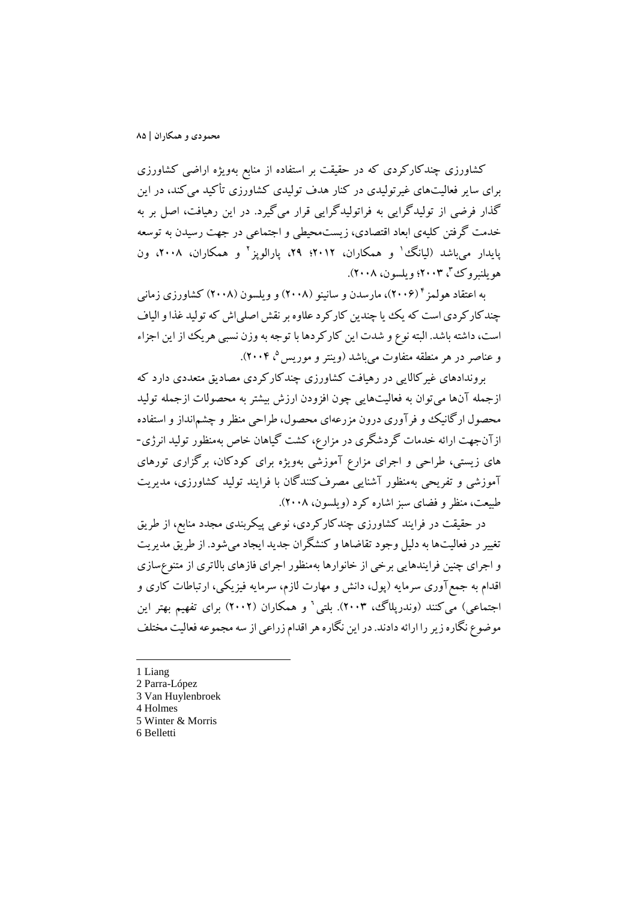کشاورزی چندکارکردی که در حقیقت بر استفاده از منابع به‌ویژه اراضی کشاورزی برای سایر فعالیت‌های غیرتولیدی در کنار هدف تولیدی کشاورزی تأکید می‌کند، در این گذار فرضی از تولیدگرایی به فراتولیدگرایی قرار می‌گیرد. در این رهیافت، اصل بر به خدمت گرفتن کلیه‌ی ابعاد اقتصادی، زیست‌محیطی و اجتماعی در جهت رسیدن به توسعه پایدار می‌باشد (لیانگ[1] و همکاران، ۲۰۱۲؛ ۲۹، پارالوپز[2] و همکاران، ۲۰۰۸، ون هویلنبروک[3]، ۲۰۰۳؛ ویلسون، ۲۰۰۸).

به اعتقاد هولمز[4] (۲۰۰۶)، مارسدن و سانینو (۲۰۰۸) و ویلسون (۲۰۰۸) کشاورزی زمانی چندکارکردی است که یک یا چندین کارکرد علاوه بر نقش اصلی‌اش که تولید غذا و الیاف است، داشته باشد. البته نوع و شدت این کارکردها با توجه به وزن نسبی هریک از این اجزاء و عناصر در هر منطقه متفاوت می‌باشد (وینتر و موریس[5]، ۲۰۰۴).

بروندادهای غیرکالایی در رهیافت کشاورزی چندکارکردی مصادیق متعددی دارد که ازجمله آن‌ها می‌توان به فعالیت‌هایی چون افزودن ارزش بیشتر به محصولات ازجمله تولید محصول ارگانیک و فرآوری درون مزرعه‌ای محصول، طراحی منظر و چشم‌انداز و استفاده ازآن‌جهت ارائه خدمات گردشگری در مزارع، کشت گیاهان خاص به‌منظور تولید انرژی-های زیستی، طراحی و اجرای مزارع آموزشی به‌ویژه برای کودکان، برگزاری تورهای آموزشی و تفریحی به‌منظور آشنایی مصرف‌کنندگان با فرایند تولید کشاورزی، مدیریت طبیعت، منظر و فضای سبز اشاره کرد (ویلسون، ۲۰۰۸).

در حقیقت در فرایند کشاورزی چندکارکردی، نوعی پیکربندی مجدد منابع، از طریق تغییر در فعالیت‌ها به دلیل وجود تقاضاها و کنشگران جدید ایجاد می‌شود. از طریق مدیریت و اجرای چنین فرایندهایی برخی از خانوارها به‌منظور اجرای فازهای بالاتری از متنوع‌سازی اقدام به جمع‌آوری سرمایه (پول، دانش و مهارت لازم، سرمایه فیزیکی، ارتباطات کاری و اجتماعی) می‌کنند (وندرپلاگ، ۲۰۰۳). بلتی[6] و همکاران (۲۰۰۲) برای تفهیم بهتر این موضوع نگاره زیر را ارائه دادند. در این نگاره هر اقدام زراعی از سه مجموعه فعالیت مختلف

---

1 Liang
2 Parra-López
3 Van Huylenbroek
4 Holmes
5 Winter & Morris
6 Belletti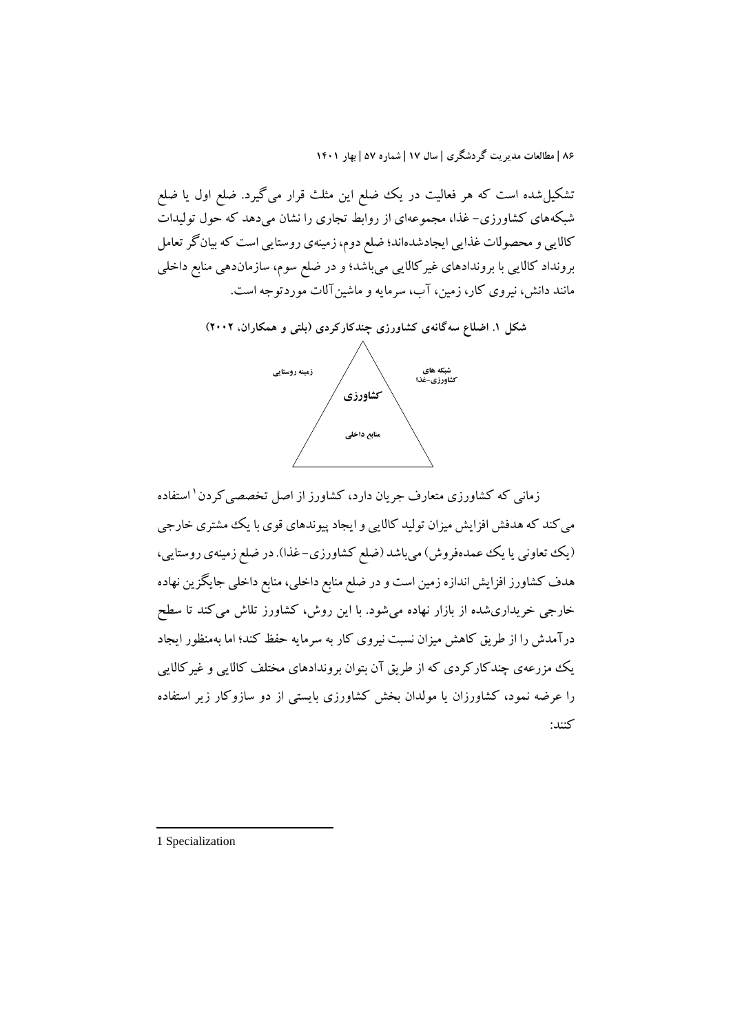تشکیل‌شده است که هر فعالیت در یک ضلع این مثلث قرار می‌گیرد. ضلع اول یا ضلع شبکه‌های کشاورزی- غذا، مجموعه‌ای از روابط تجاری را نشان می‌دهد که حول تولیدات کالایی و محصولات غذایی ایجادشده‌اند؛ ضلع دوم، زمینه‌ی روستایی است که بیان‌گر تعامل برونداد کالایی با بروندادهای غیرکالایی می‌باشد؛ و در ضلع سوم، سازمان‌دهی منابع داخلی مانند دانش، نیروی کار، زمین، آب، سرمایه و ماشین‌آلات موردتوجه است.

**شکل ۱. اضلاع سه‌گانه‌ی کشاورزی چندکارکردی (بلتی و همکاران، ۲۰۰۲)**

زمینه روستایی

شبکه های کشاورزی-غذا

کشاورزی

منابع داخلی

زمانی که کشاورزی متعارف جریان دارد، کشاورز از اصل تخصصی‌کردن[1] استفاده می‌کند که هدفش افزایش میزان تولید کالایی و ایجاد پیوندهای قوی با یک مشتری خارجی (یک تعاونی یا یک عمده‌فروش) می‌باشد (ضلع کشاورزی- غذا). در ضلع زمینه‌ی روستایی، هدف کشاورز افزایش اندازه زمین است و در ضلع منابع داخلی، منابع داخلی جایگزین نهاده خارجی خریداری‌شده از بازار نهاده می‌شود. با این روش، کشاورز تلاش می‌کند تا سطح درآمدش را از طریق کاهش میزان نسبت نیروی کار به سرمایه حفظ کند؛ اما به‌منظور ایجاد یک مزرعه‌ی چندکارکردی که از طریق آن بتوان بروندادهای مختلف کالایی و غیرکالایی را عرضه نمود، کشاورزان یا مولدان بخش کشاورزی بایستی از دو سازوکار زیر استفاده کنند:

---

1 Specialization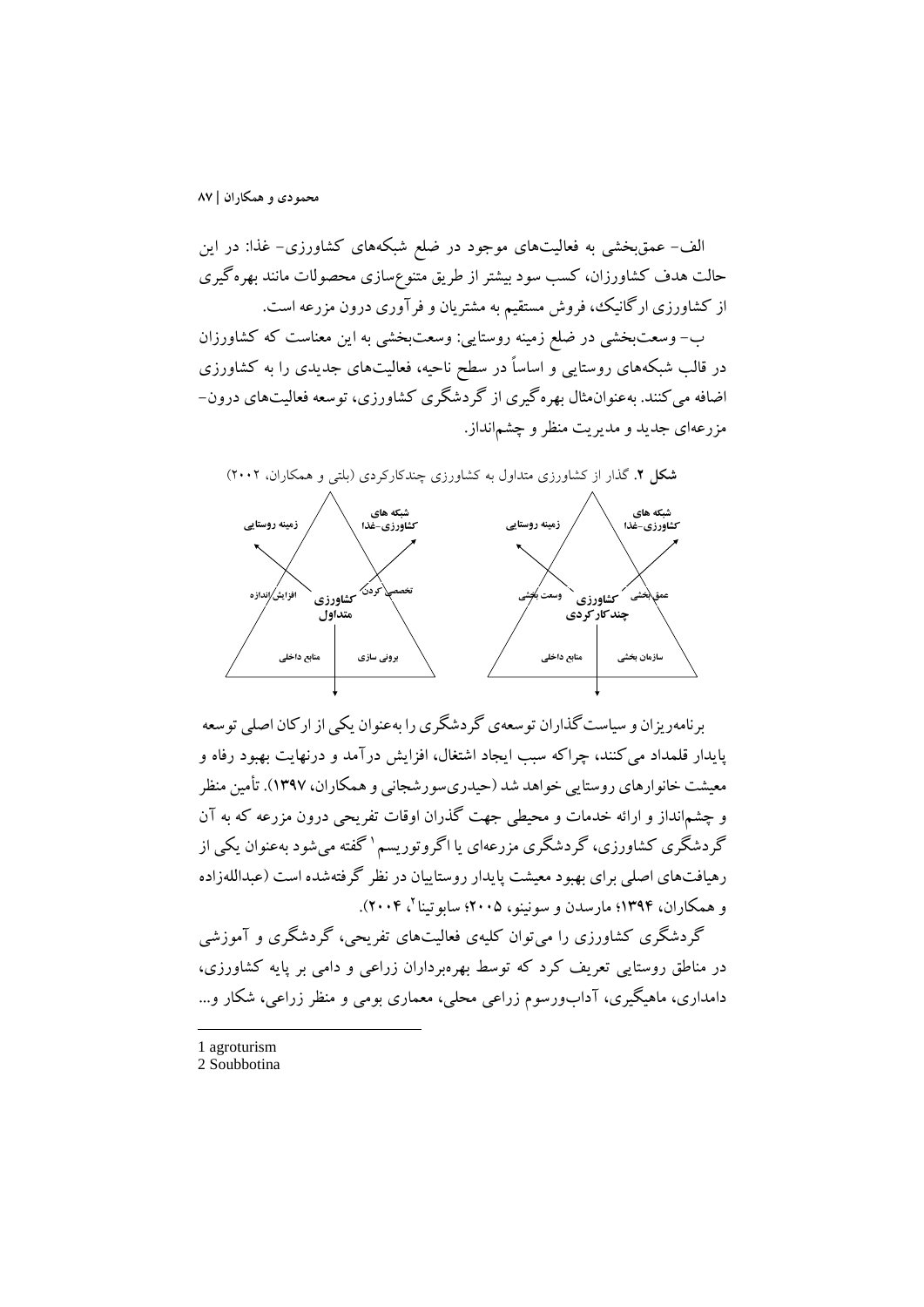الف- عمق‌بخشی به فعالیت‌های موجود در ضلع شبکه‌های کشاورزی- غذا: در این حالت هدف کشاورزان، کسب سود بیشتر از طریق متنوع‌سازی محصولات مانند بهره‌گیری از کشاورزی ارگانیک، فروش مستقیم به مشتریان و فرآوری درون مزرعه است.

ب- وسعت‌بخشی در ضلع زمینه روستایی: وسعت‌بخشی به این معناست که کشاورزان در قالب شبکه‌های روستایی و اساساً در سطح ناحیه، فعالیت‌های جدیدی را به کشاورزی اضافه می‌کنند. به‌عنوان‌مثال بهره‌گیری از گردشگری کشاورزی، توسعه فعالیت‌های درون-مزرعه‌ای جدید و مدیریت منظر و چشم‌انداز.

**شکل ۲.** گذار از کشاورزی متداول به کشاورزی چندکارکردی (بلتی و همکاران، ۲۰۰۲)

برنامه‌ریزان و سیاست‌گذاران توسعه‌ی گردشگری را به‌عنوان یکی از ارکان اصلی توسعه پایدار قلمداد می‌کنند، چراکه سبب ایجاد اشتغال، افزایش درآمد و درنهایت بهبود رفاه و معیشت خانوارهای روستایی خواهد شد (حیدری‌سورشجانی و همکاران، ۱۳۹۷). تأمین منظر و چشم‌انداز و ارائه خدمات و محیطی جهت گذران اوقات تفریحی درون مزرعه که به آن گردشگری کشاورزی، گردشگری مزرعه‌ای یا اگروتوریسم[1] گفته می‌شود به‌عنوان یکی از رهیافت‌های اصلی برای بهبود معیشت پایدار روستاییان در نظر گرفته‌شده است (عبدالله‌زاده و همکاران، ۱۳۹۴؛ مارسدن و سونینو، ۲۰۰۵؛ سابوتینا[2]، ۲۰۰۴).

گردشگری کشاورزی را می‌توان کلیه‌ی فعالیت‌های تفریحی، گردشگری و آموزشی در مناطق روستایی تعریف کرد که توسط بهره‌برداران زراعی و دامی بر پایه کشاورزی، دامداری، ماهیگیری، آداب‌ورسوم زراعی محلی، معماری بومی و منظر زراعی، شکار و...

---

1 agroturism
2 Soubbotina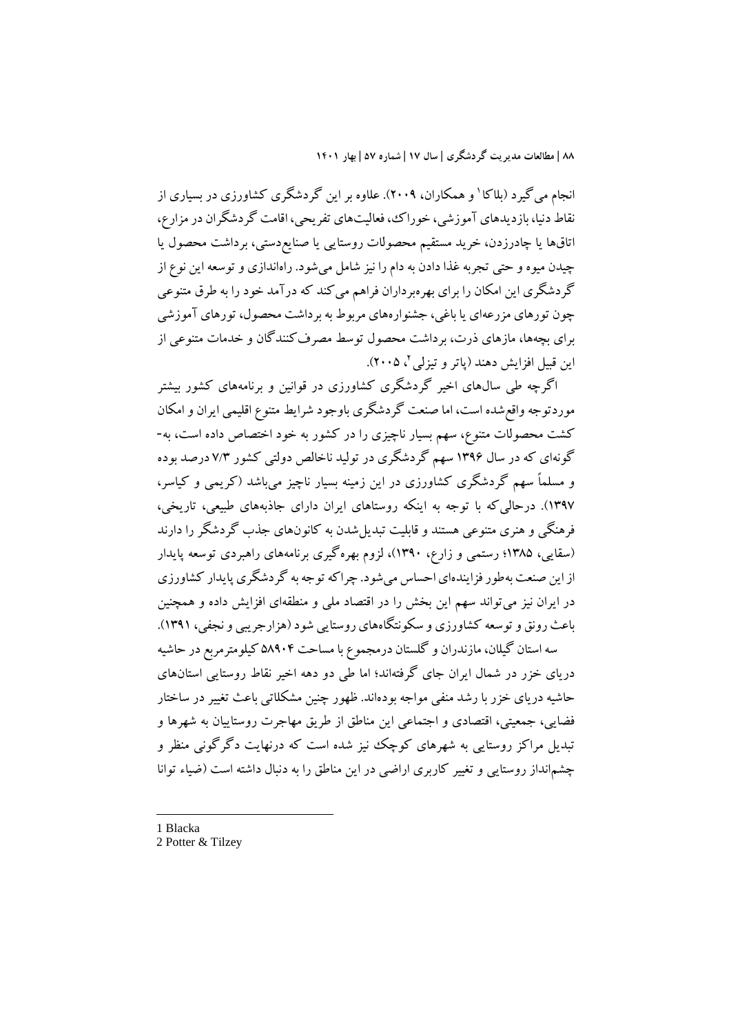انجام می‌گیرد (بلاکا[1] و همکاران، ۲۰۰۹). علاوه بر این گردشگری کشاورزی در بسیاری از نقاط دنیا، بازدیدهای آموزشی، خوراک، فعالیت‌های تفریحی، اقامت گردشگران در مزارع، اتاق‌ها یا چادرزدن، خرید مستقیم محصولات روستایی یا صنایع‌دستی، برداشت محصول یا چیدن میوه و حتی تجربه غذا دادن به دام را نیز شامل می‌شود. راه‌اندازی و توسعه این نوع از گردشگری این امکان را برای بهره‌برداران فراهم می‌کند که درآمد خود را به طرق متنوعی چون تورهای مزرعه‌ای یا باغی، جشنواره‌های مربوط به برداشت محصول، تورهای آموزشی برای بچه‌ها، مازهای ذرت، برداشت محصول توسط مصرف‌کنندگان و خدمات متنوعی از این قبیل افزایش دهند (پاتر و تیزلی[2]، ۲۰۰۵).

اگرچه طی سال‌های اخیر گردشگری کشاورزی در قوانین و برنامه‌های کشور بیشتر موردتوجه واقع‌شده است، اما صنعت گردشگری باوجود شرایط متنوع اقلیمی ایران و امکان کشت محصولات متنوع، سهم بسیار ناچیزی را در کشور به خود اختصاص داده است، به‌گونه‌ای که در سال ۱۳۹۶ سهم گردشگری در تولید ناخالص دولتی کشور ۷/۳ درصد بوده و مسلماً سهم گردشگری کشاورزی در این زمینه بسیار ناچیز می‌باشد (کریمی و کیاسر، ۱۳۹۷). درحالی‌که با توجه به اینکه روستاهای ایران دارای جاذبه‌های طبیعی، تاریخی، فرهنگی و هنری متنوعی هستند و قابلیت تبدیل‌شدن به کانون‌های جذب گردشگر را دارند (سقایی، ۱۳۸۵؛ رستمی و زارع، ۱۳۹۰)، لزوم بهره‌گیری برنامه‌های راهبردی توسعه پایدار از این صنعت به‌طور فزاینده‌ای احساس می‌شود. چراکه توجه به گردشگری پایدار کشاورزی در ایران نیز می‌تواند سهم این بخش را در اقتصاد ملی و منطقه‌ای افزایش داده و همچنین باعث رونق و توسعه کشاورزی و سکونتگاه‌های روستایی شود (هزارجریبی و نجفی، ۱۳۹۱).

سه استان گیلان، مازندران و گلستان درمجموع با مساحت ۵۸۹۰۴ کیلومترمربع در حاشیه دریای خزر در شمال ایران جای گرفته‌اند؛ اما طی دو دهه اخیر نقاط روستایی استان‌های حاشیه دریای خزر با رشد منفی مواجه بوده‌اند. ظهور چنین مشکلاتی باعث تغییر در ساختار فضایی، جمعیتی، اقتصادی و اجتماعی این مناطق از طریق مهاجرت روستاییان به شهرها و تبدیل مراکز روستایی به شهرهای کوچک نیز شده است که درنهایت دگرگونی منظر و چشم‌انداز روستایی و تغییر کاربری اراضی در این مناطق را به دنبال داشته است (ضیاء توانا

---

1 Blacka
2 Potter & Tilzey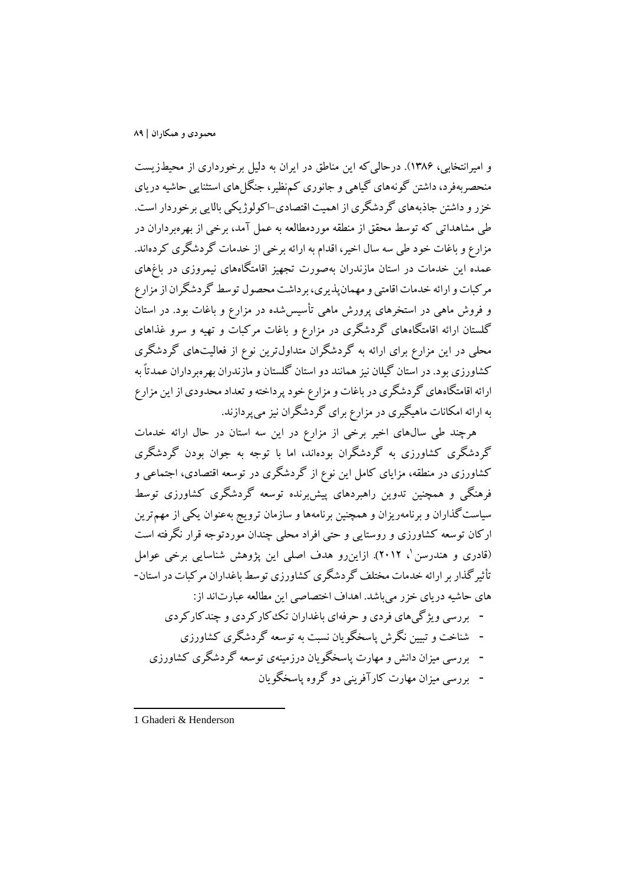و امیرانتخابی، ۱۳۸۶). درحالی‌که این مناطق در ایران به دلیل برخورداری از محیط‌زیست منحصربه‌فرد، داشتن گونه‌های گیاهی و جانوری کم‌نظیر، جنگل‌های استثنایی حاشیه دریای خزر و داشتن جاذبه‌های گردشگری از اهمیت اقتصادی-اکولوژیکی بالایی برخوردار است. طی مشاهداتی که توسط محقق از منطقه موردمطالعه به عمل آمد، برخی از بهره‌برداران در مزارع و باغات خود طی سه سال اخیر، اقدام به ارائه برخی از خدمات گردشگری کرده‌اند. عمده این خدمات در استان مازندران به‌صورت تجهیز اقامتگاه‌های نیمروزی در باغ‌های مرکبات و ارائه خدمات اقامتی و مهمان‌پذیری، برداشت محصول توسط گردشگران از مزارع و فروش ماهی در استخرهای پرورش ماهی تأسیس‌شده در مزارع و باغات بود. در استان گلستان ارائه اقامتگاه‌های گردشگری در مزارع و باغات مرکبات و تهیه و سرو غذاهای محلی در این مزارع برای ارائه به گردشگران متداول‌ترین نوع از فعالیت‌های گردشگری کشاورزی بود. در استان گیلان نیز همانند دو استان گلستان و مازندران بهره‌برداران عمدتاً به ارائه اقامتگاه‌های گردشگری در باغات و مزارع خود پرداخته و تعداد محدودی از این مزارع به ارائه امکانات ماهیگیری در مزارع برای گردشگران نیز می‌پردازند.

هرچند طی سال‌های اخیر برخی از مزارع در این سه استان در حال ارائه خدمات گردشگری کشاورزی به گردشگران بوده‌اند، اما با توجه به جوان بودن گردشگری کشاورزی در منطقه، مزایای کامل این نوع از گردشگری در توسعه اقتصادی، اجتماعی و فرهنگی و همچنین تدوین راهبردهای پیش‌برنده توسعه گردشگری کشاورزی توسط سیاست‌گذاران و برنامه‌ریزان و همچنین برنامه‌ها و سازمان ترویج به‌عنوان یکی از مهم‌ترین ارکان توسعه کشاورزی و روستایی و حتی افراد محلی چندان موردتوجه قرار نگرفته است (قادری و هندرسن[1]، ۲۰۱۲). ازاین‌رو هدف اصلی این پژوهش شناسایی برخی عوامل تأثیرگذار بر ارائه خدمات مختلف گردشگری کشاورزی توسط باغداران مرکبات در استان-های حاشیه دریای خزر می‌باشد. اهداف اختصاصی این مطالعه عبارت‌اند از:

- بررسی ویژگی‌های فردی و حرفه‌ای باغداران تک‌کارکردی و چندکارکردی
- شناخت و تبیین نگرش پاسخگویان نسبت به توسعه گردشگری کشاورزی
- بررسی میزان دانش و مهارت پاسخگویان درزمینه‌ی توسعه گردشگری کشاورزی
- بررسی میزان مهارت کارآفرینی دو گروه پاسخگویان

---

[1] Ghaderi & Henderson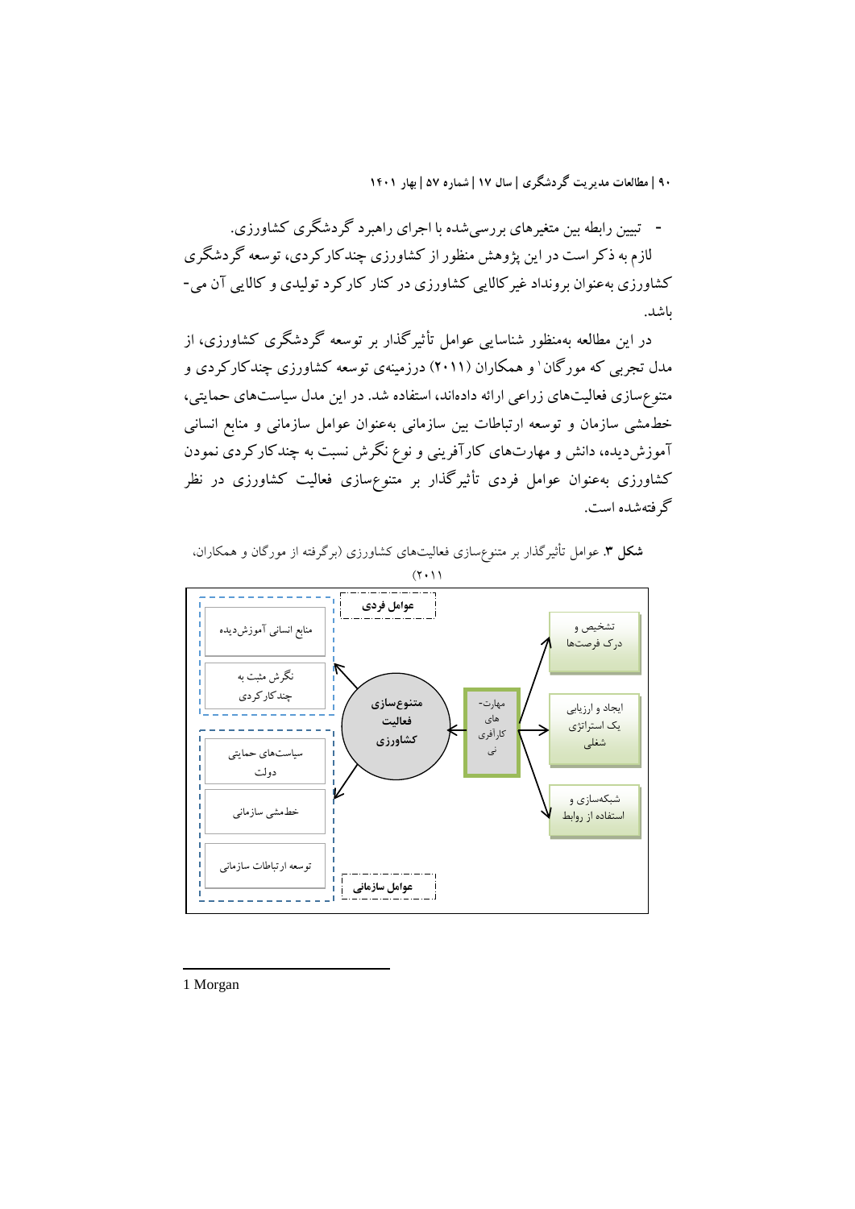- تبیین رابطه بین متغیرهای بررسی‌شده با اجرای راهبرد گردشگری کشاورزی.

لازم به ذکر است در این پژوهش منظور از کشاورزی چندکارکردی، توسعه گردشگری کشاورزی به‌عنوان برونداد غیرکالایی کشاورزی در کنار کارکرد تولیدی و کالایی آن می‌باشد.

در این مطالعه به‌منظور شناسایی عوامل تأثیرگذار بر توسعه گردشگری کشاورزی، از مدل تجربی که مورگان[1] و همکاران (۲۰۱۱) درزمینه‌ی توسعه کشاورزی چندکارکردی و متنوع‌سازی فعالیت‌های زراعی ارائه داده‌اند، استفاده شد. در این مدل سیاست‌های حمایتی، خط‌مشی سازمان و توسعه ارتباطات بین سازمانی به‌عنوان عوامل سازمانی و منابع انسانی آموزش‌دیده، دانش و مهارت‌های کارآفرینی و نوع نگرش نسبت به چندکارکردی نمودن کشاورزی به‌عنوان عوامل فردی تأثیرگذار بر متنوع‌سازی فعالیت کشاورزی در نظر گرفته‌شده است.

**شکل ۳.** عوامل تأثیرگذار بر متنوع‌سازی فعالیت‌های کشاورزی (برگرفته از مورگان و همکاران، ۲۰۱۱)

عوامل فردی: منابع انسانی آموزش‌دیده؛ نگرش مثبت به چندکارکردی

عوامل سازمانی: سیاست‌های حمایتی دولت؛ خط‌مشی سازمانی؛ توسعه ارتباطات سازمانی

متنوع‌سازی فعالیت کشاورزی ← مهارت‌های کارآفرینی: تشخیص و درک فرصت‌ها؛ ایجاد و ارزیابی یک استراتژی شغلی؛ شبکه‌سازی و استفاده از روابط

1 Morgan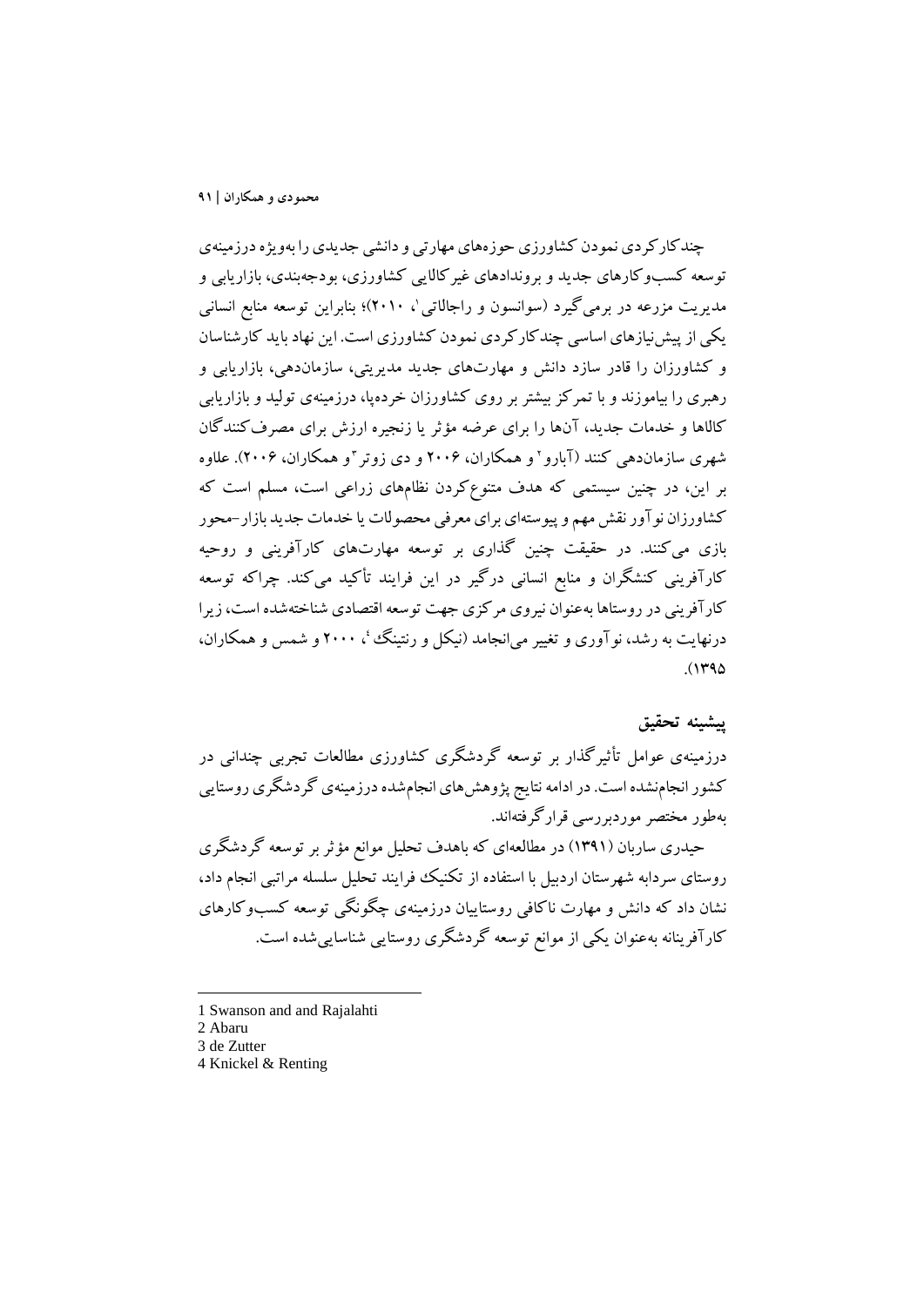چندکارکردی نمودن کشاورزی حوزه‌های مهارتی و دانشی جدیدی را به‌ویژه درزمینه‌ی توسعه کسب‌وکارهای جدید و بروندادهای غیرکالایی کشاورزی، بودجه‌بندی، بازاریابی و مدیریت مزرعه در برمی‌گیرد (سوانسون و راجالاتی[1]، ۲۰۱۰)؛ بنابراین توسعه منابع انسانی یکی از پیش‌نیازهای اساسی چندکارکردی نمودن کشاورزی است. این نهاد باید کارشناسان و کشاورزان را قادر سازد دانش و مهارت‌های جدید مدیریتی، سازمان‌دهی، بازاریابی و رهبری را بیاموزند و با تمرکز بیشتر بر روی کشاورزان خرده‌پا، درزمینه‌ی تولید و بازاریابی کالاها و خدمات جدید، آن‌ها را برای عرضه مؤثر یا زنجیره ارزش برای مصرف‌کنندگان شهری سازمان‌دهی کنند (آبارو[2] و همکاران، ۲۰۰۶ و دی زوتر[3] و همکاران، ۲۰۰۶). علاوه بر این، در چنین سیستمی که هدف متنوع‌کردن نظام‌های زراعی است، مسلم است که کشاورزان نوآور نقش مهم و پیوسته‌ای برای معرفی محصولات یا خدمات جدید بازار-محور بازی می‌کنند. در حقیقت چنین گذاری بر توسعه مهارت‌های کارآفرینی و روحیه کارآفرینی کنشگران و منابع انسانی درگیر در این فرایند تأکید می‌کند. چراکه توسعه کارآفرینی در روستاها به‌عنوان نیروی مرکزی جهت توسعه اقتصادی شناخته‌شده است، زیرا درنهایت به رشد، نوآوری و تغییر می‌انجامد (نیکل و رنتینگ[4]، ۲۰۰۰ و شمس و همکاران، ۱۳۹۵).

## پیشینه تحقیق

درزمینه‌ی عوامل تأثیرگذار بر توسعه گردشگری کشاورزی مطالعات تجربی چندانی در کشور انجام‌نشده است. در ادامه نتایج پژوهش‌های انجام‌شده درزمینه‌ی گردشگری روستایی به‌طور مختصر موردبررسی قرارگرفته‌اند.

حیدری ساربان (۱۳۹۱) در مطالعه‌ای که باهدف تحلیل موانع مؤثر بر توسعه گردشگری روستای سردابه شهرستان اردبیل با استفاده از تکنیک فرایند تحلیل سلسله مراتبی انجام داد، نشان داد که دانش و مهارت ناکافی روستاییان درزمینه‌ی چگونگی توسعه کسب‌وکارهای کارآفرینانه به‌عنوان یکی از موانع توسعه گردشگری روستایی شناسایی‌شده است.

---

1 Swanson and and Rajalahti
2 Abaru
3 de Zutter
4 Knickel & Renting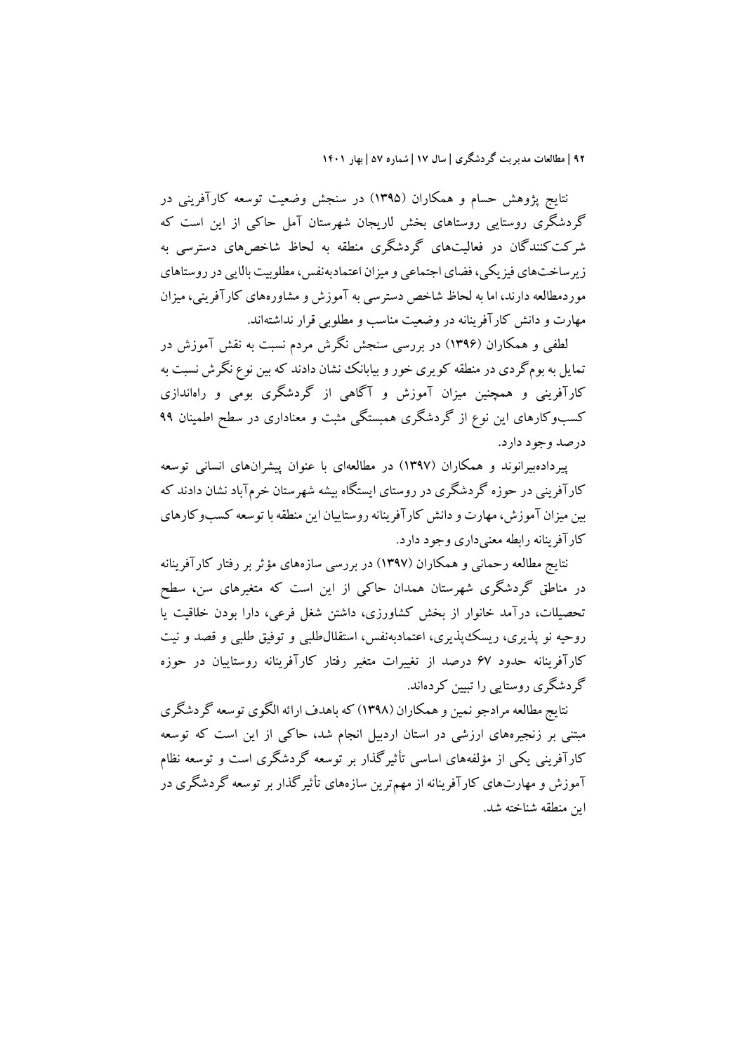نتایج پژوهش حسام و همکاران (۱۳۹۵) در سنجش وضعیت توسعه کارآفرینی در گردشگری روستایی روستاهای بخش لاریجان شهرستان آمل حاکی از این است که شرکت‌کنندگان در فعالیت‌های گردشگری منطقه به لحاظ شاخص‌های دسترسی به زیرساخت‌های فیزیکی، فضای اجتماعی و میزان اعتمادبه‌نفس، مطلوبیت بالایی در روستاهای موردمطالعه دارند، اما به لحاظ شاخص دسترسی به آموزش و مشاوره‌های کارآفرینی، میزان مهارت و دانش کارآفرینانه در وضعیت مناسب و مطلوبی قرار نداشته‌اند.

لطفی و همکاران (۱۳۹۶) در بررسی سنجش نگرش مردم نسبت به نقش آموزش در تمایل به بوم‌گردی در منطقه کویری خور و بیابانک نشان دادند که بین نوع نگرش نسبت به کارآفرینی و همچنین میزان آموزش و آگاهی از گردشگری بومی و راه‌اندازی کسب‌وکارهای این نوع از گردشگری همبستگی مثبت و معناداری در سطح اطمینان ۹۹ درصد وجود دارد.

پیردادەبیرانوند و همکاران (۱۳۹۷) در مطالعه‌ای با عنوان پیشران‌های انسانی توسعه کارآفرینی در حوزه گردشگری در روستای ایستگاه بیشه شهرستان خرم‌آباد نشان دادند که بین میزان آموزش، مهارت و دانش کارآفرینانه روستاییان این منطقه با توسعه کسب‌وکارهای کارآفرینانه رابطه معنی‌داری وجود دارد.

نتایج مطالعه رحمانی و همکاران (۱۳۹۷) در بررسی سازه‌های مؤثر بر رفتار کارآفرینانه در مناطق گردشگری شهرستان همدان حاکی از این است که متغیرهای سن، سطح تحصیلات، درآمد خانوار از بخش کشاورزی، داشتن شغل فرعی، دارا بودن خلاقیت یا روحیه نو پذیری، ریسک‌پذیری، اعتمادبه‌نفس، استقلال‌طلبی و توفیق طلبی و قصد و نیت کارآفرینانه حدود ۶۷ درصد از تغییرات متغیر رفتار کارآفرینانه روستاییان در حوزه گردشگری روستایی را تبیین کرده‌اند.

نتایج مطالعه مرادجو نمین و همکاران (۱۳۹۸) که باهدف ارائه الگوی توسعه گردشگری مبتنی بر زنجیره‌های ارزشی در استان اردبیل انجام شد، حاکی از این است که توسعه کارآفرینی یکی از مؤلفه‌های اساسی تأثیرگذار بر توسعه گردشگری است و توسعه نظام آموزش و مهارت‌های کارآفرینانه از مهم‌ترین سازه‌های تأثیرگذار بر توسعه گردشگری در این منطقه شناخته شد.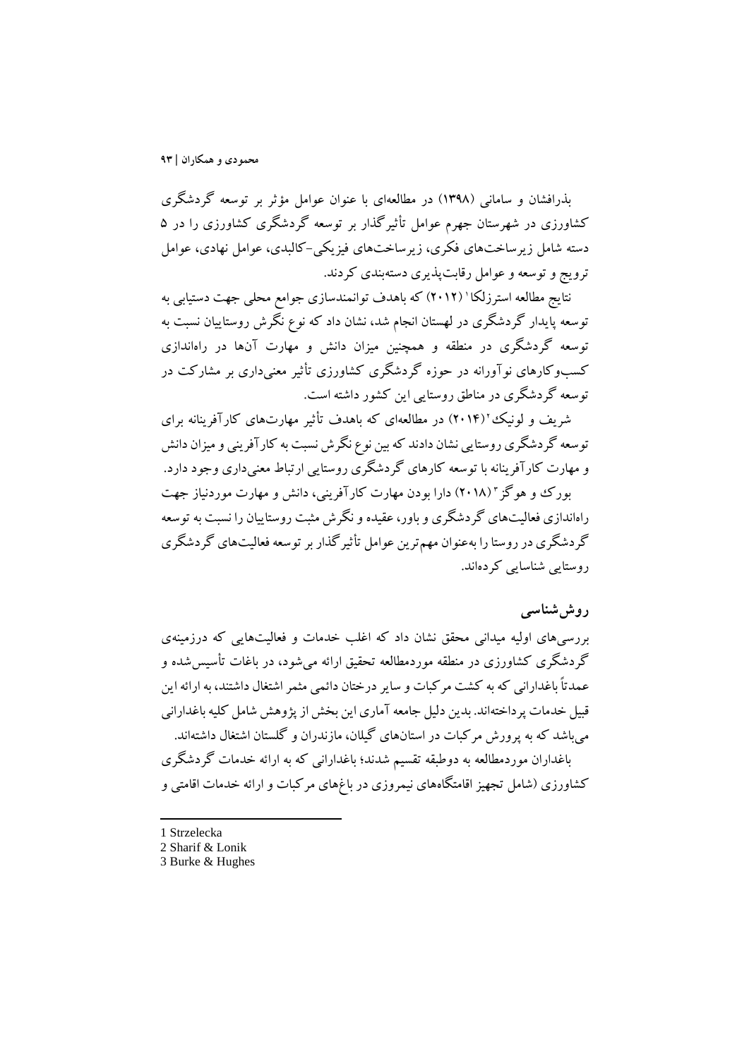بذرافشان و سامانی (۱۳۹۸) در مطالعه‌ای با عنوان عوامل مؤثر بر توسعه گردشگری کشاورزی در شهرستان جهرم عوامل تأثیرگذار بر توسعه گردشگری کشاورزی را در ۵ دسته شامل زیرساخت‌های فکری، زیرساخت‌های فیزیکی-کالبدی، عوامل نهادی، عوامل ترویج و توسعه و عوامل رقابت‌پذیری دسته‌بندی کردند.

نتایج مطالعه استرزلکا[1] (۲۰۱۲) که باهدف توانمندسازی جوامع محلی جهت دستیابی به توسعه پایدار گردشگری در لهستان انجام شد، نشان داد که نوع نگرش روستاییان نسبت به توسعه گردشگری در منطقه و همچنین میزان دانش و مهارت آن‌ها در راه‌اندازی کسب‌وکارهای نوآورانه در حوزه گردشگری کشاورزی تأثیر معنی‌داری بر مشارکت در توسعه گردشگری در مناطق روستایی این کشور داشته است.

شریف و لونیک[2] (۲۰۱۴) در مطالعه‌ای که باهدف تأثیر مهارت‌های کارآفرینانه برای توسعه گردشگری روستایی نشان دادند که بین نوع نگرش نسبت به کارآفرینی و میزان دانش و مهارت کارآفرینانه با توسعه کارهای گردشگری روستایی ارتباط معنی‌داری وجود دارد.

بورک و هوگز[3] (۲۰۱۸) دارا بودن مهارت کارآفرینی، دانش و مهارت موردنیاز جهت راه‌اندازی فعالیت‌های گردشگری و باور، عقیده و نگرش مثبت روستاییان را نسبت به توسعه گردشگری در روستا را به‌عنوان مهم‌ترین عوامل تأثیرگذار بر توسعه فعالیت‌های گردشگری روستایی شناسایی کرده‌اند.

## روش‌شناسی

بررسی‌های اولیه میدانی محقق نشان داد که اغلب خدمات و فعالیت‌هایی که درزمینه‌ی گردشگری کشاورزی در منطقه موردمطالعه تحقیق ارائه می‌شود، در باغات تأسیس‌شده و عمدتاً باغدارانی که به کشت مرکبات و سایر درختان دائمی مثمر اشتغال داشتند، به ارائه این قبیل خدمات پرداخته‌اند. بدین دلیل جامعه آماری این بخش از پژوهش شامل کلیه باغدارانی می‌باشد که به پرورش مرکبات در استان‌های گیلان، مازندران و گلستان اشتغال داشته‌اند.

باغداران موردمطالعه به دوطبقه تقسیم شدند؛ باغدارانی که به ارائه خدمات گردشگری کشاورزی (شامل تجهیز اقامتگاه‌های نیمروزی در باغ‌های مرکبات و ارائه خدمات اقامتی و

1 Strzelecka
2 Sharif & Lonik
3 Burke & Hughes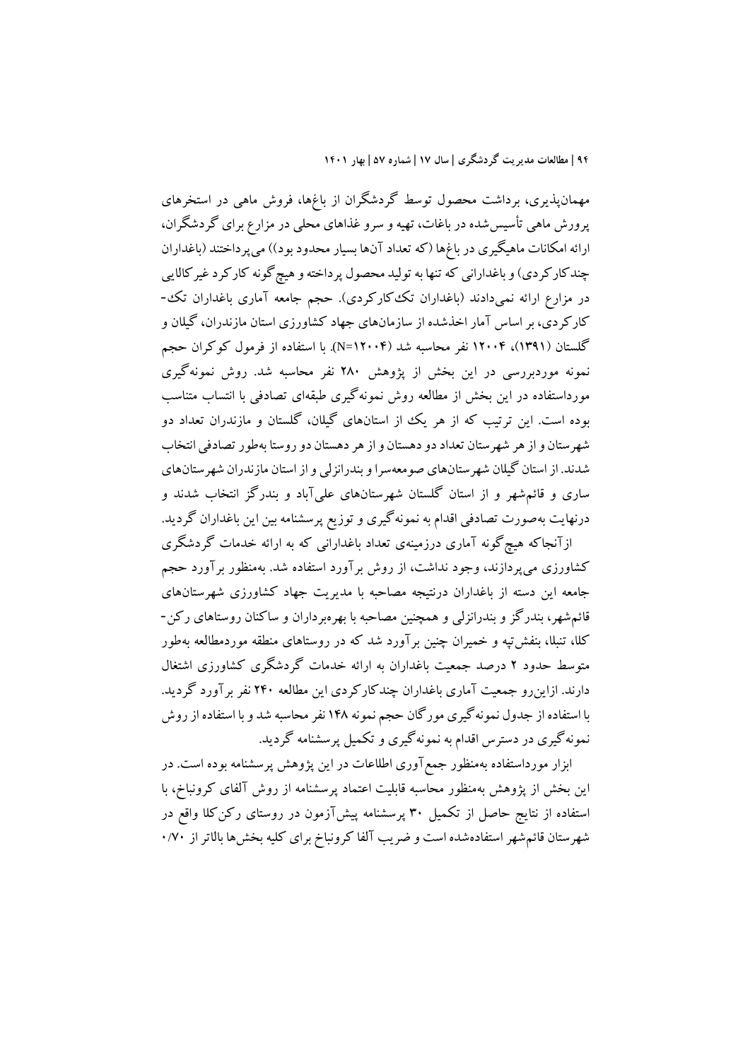مهمان‌پذیری، برداشت محصول توسط گردشگران از باغ‌ها، فروش ماهی در استخرهای پرورش ماهی تأسیس‌شده در باغات، تهیه و سرو غذاهای محلی در مزارع برای گردشگران، ارائه امکانات ماهیگیری در باغ‌ها (که تعداد آن‌ها بسیار محدود بود)) می‌پرداختند (باغداران چندکارکردی) و باغدارانی که تنها به تولید محصول پرداخته و هیچ‌گونه کارکرد غیرکالایی در مزارع ارائه نمی‌دادند (باغداران تک‌کارکردی). حجم جامعه آماری باغداران تک-کارکردی، بر اساس آمار اخذشده از سازمان‌های جهاد کشاورزی استان مازندران، گیلان و گلستان (۱۳۹۱)، ۱۲۰۰۴ نفر محاسبه شد (N=۱۲۰۰۴). با استفاده از فرمول کوکران حجم نمونه موردبررسی در این بخش از پژوهش ۲۸۰ نفر محاسبه شد. روش نمونه‌گیری مورداستفاده در این بخش از مطالعه روش نمونه‌گیری طبقه‌ای تصادفی با انتساب متناسب بوده است. این ترتیب که از هر یک از استان‌های گیلان، گلستان و مازندران تعداد دو شهرستان و از هر شهرستان تعداد دو دهستان و از هر دهستان دو روستا به‌طور تصادفی انتخاب شدند. از استان گیلان شهرستان‌های صومعه‌سرا و بندرانزلی و از استان مازندران شهرستان‌های ساری و قائم‌شهر و از استان گلستان شهرستان‌های علی‌آباد و بندرگز انتخاب شدند و درنهایت به‌صورت تصادفی اقدام به نمونه‌گیری و توزیع پرسشنامه بین این باغداران گردید.

ازآنجاکه هیچ‌گونه آماری درزمینه‌ی تعداد باغدارانی که به ارائه خدمات گردشگری کشاورزی می‌پردازند، وجود نداشت، از روش برآورد استفاده شد. به‌منظور برآورد حجم جامعه این دسته از باغداران درنتیجه مصاحبه با مدیریت جهاد کشاورزی شهرستان‌های قائم‌شهر، بندرگز و بندرانزلی و همچنین مصاحبه با بهره‌برداران و ساکنان روستاهای رکن-کلا، تنبلا، بنفش‌تپه و خمیران چنین برآورد شد که در روستاهای منطقه موردمطالعه به‌طور متوسط حدود ۲ درصد جمعیت باغداران به ارائه خدمات گردشگری کشاورزی اشتغال دارند. ازاین‌رو جمعیت آماری باغداران چندکارکردی این مطالعه ۲۴۰ نفر برآورد گردید. با استفاده از جدول نمونه‌گیری مورگان حجم نمونه ۱۴۸ نفر محاسبه شد و با استفاده از روش نمونه‌گیری در دسترس اقدام به نمونه‌گیری و تکمیل پرسشنامه گردید.

ابزار مورداستفاده به‌منظور جمع‌آوری اطلاعات در این پژوهش پرسشنامه بوده است. در این بخش از پژوهش به‌منظور محاسبه قابلیت اعتماد پرسشنامه از روش آلفای کرونباخ، با استفاده از نتایج حاصل از تکمیل ۳۰ پرسشنامه پیش‌آزمون در روستای رکن‌کلا واقع در شهرستان قائم‌شهر استفاده‌شده است و ضریب آلفا کرونباخ برای کلیه بخش‌ها بالاتر از ۰/۷۰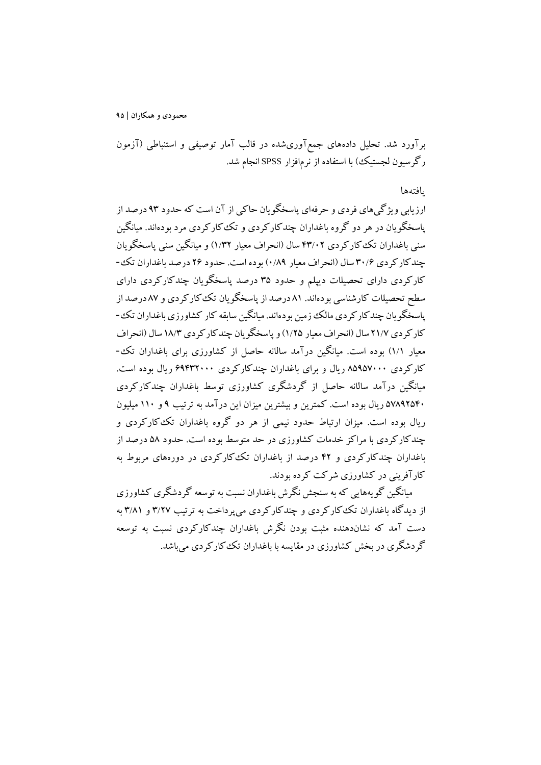برآورد شد. تحلیل داده‌های جمع‌آوری‌شده در قالب آمار توصیفی و استنباطی (آزمون رگرسیون لجستیک) با استفاده از نرم‌افزار SPSS انجام شد.

## یافته‌ها

ارزیابی ویژگی‌های فردی و حرفه‌ای پاسخگویان حاکی از آن است که حدود ۹۳ درصد از پاسخگویان در هر دو گروه باغداران چندکارکردی و تک‌کارکردی مرد بوده‌اند. میانگین سنی باغداران تک‌کارکردی ۴۳/۰۲ سال (انحراف معیار ۱/۳۲) و میانگین سنی پاسخگویان چندکارکردی ۳۰/۶ سال (انحراف معیار ۰/۸۹) بوده است. حدود ۲۶ درصد باغداران تک‌-کارکردی دارای تحصیلات دیپلم و حدود ۳۵ درصد پاسخگویان چندکارکردی دارای سطح تحصیلات کارشناسی بوده‌اند. ۸۱ درصد از پاسخگویان تک‌کارکردی و ۸۷ درصد از پاسخگویان چندکارکردی مالک زمین بوده‌اند. میانگین سابقه کار کشاورزی باغداران تک‌-کارکردی ۲۱/۷ سال (انحراف معیار ۱/۲۵) و پاسخگویان چندکارکردی ۱۸/۳ سال (انحراف معیار ۱/۱) بوده است. میانگین درآمد سالانه حاصل از کشاورزی برای باغداران تک‌-کارکردی ۸۵۹۵۷۰۰۰ ریال و برای باغداران چندکارکردی ۶۹۴۳۲۰۰۰ ریال بوده است. میانگین درآمد سالانه حاصل از گردشگری کشاورزی توسط باغداران چندکارکردی ۵۷۸۹۲۵۴۰ ریال بوده است. کمترین و بیشترین میزان این درآمد به ترتیب ۹ و ۱۱۰ میلیون ریال بوده است. میزان ارتباط حدود نیمی از هر دو گروه باغداران تک‌کارکردی و چندکارکردی با مراکز خدمات کشاورزی در حد متوسط بوده است. حدود ۵۸ درصد از باغداران چندکارکردی و ۴۲ درصد از باغداران تک‌کارکردی در دوره‌های مربوط به کارآفرینی در کشاورزی شرکت کرده بودند.

میانگین گویه‌هایی که به سنجش نگرش باغداران نسبت به توسعه گردشگری کشاورزی از دیدگاه باغداران تک‌کارکردی و چندکارکردی می‌پرداخت به ترتیب ۳/۲۷ و ۳/۸۱ به دست آمد که نشان‌دهنده مثبت بودن نگرش باغداران چندکارکردی نسبت به توسعه گردشگری در بخش کشاورزی در مقایسه با باغداران تک‌کارکردی می‌باشد.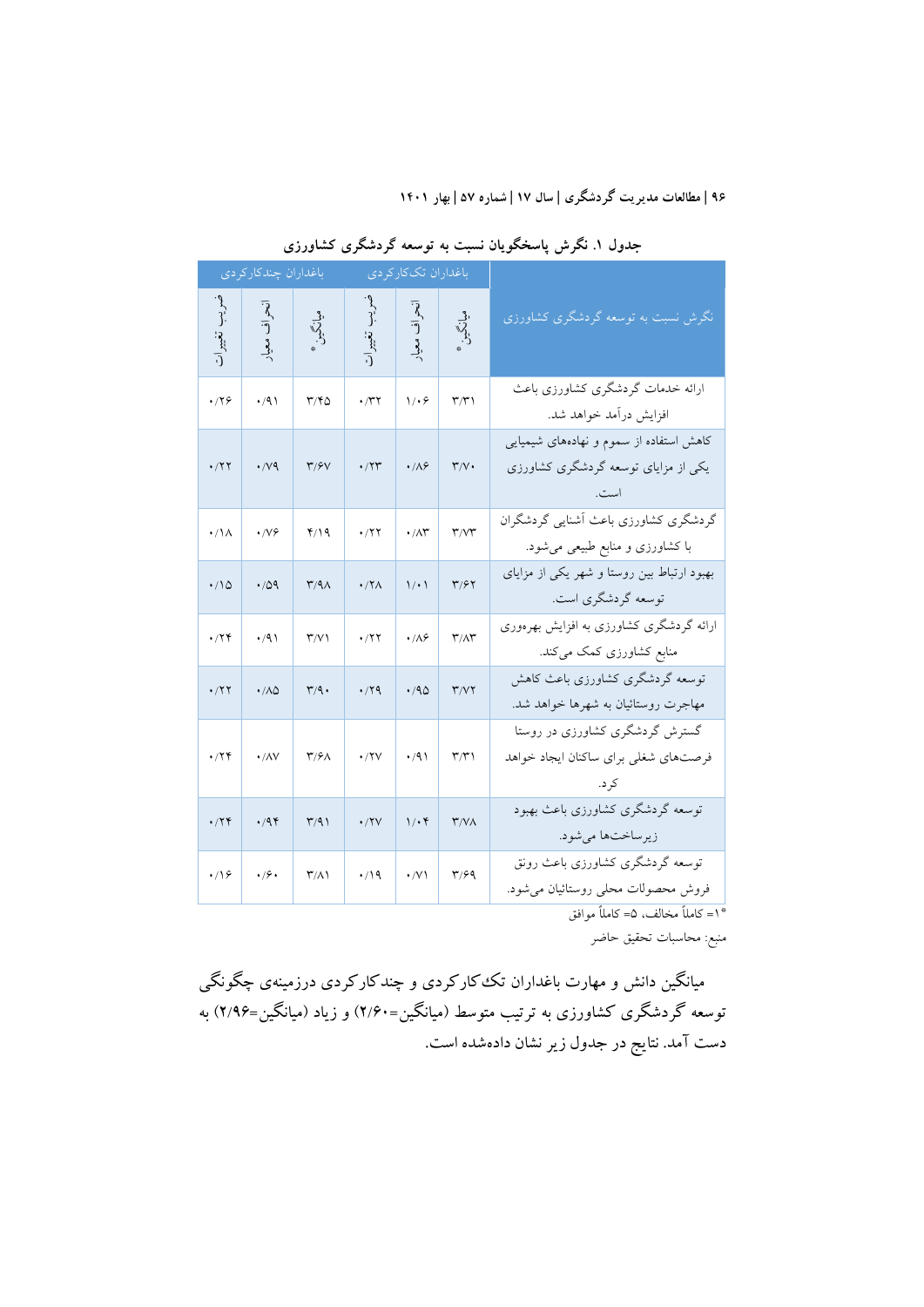**جدول ۱. نگرش پاسخگویان نسبت به توسعه گردشگری کشاورزی**

| نگرش نسبت به توسعه گردشگری کشاورزی | باغداران تک‌کارکردی | | | باغداران چندکارکردی | | |
|---|---|---|---|---|---|---|
| | میانگین* | انحراف معیار | ضریب تغییرات | میانگین* | انحراف معیار | ضریب تغییرات |
| ارائه خدمات گردشگری کشاورزی باعث افزایش درآمد خواهد شد. | ۳/۳۱ | ۱/۰۶ | ۰/۳۲ | ۳/۴۵ | ۰/۹۱ | ۰/۲۶ |
| کاهش استفاده از سموم و نهاده‌های شیمیایی یکی از مزایای توسعه گردشگری کشاورزی است. | ۳/۷۰ | ۰/۸۶ | ۰/۲۳ | ۳/۶۷ | ۰/۷۹ | ۰/۲۲ |
| گردشگری کشاورزی باعث آشنایی گردشگران با کشاورزی و منابع طبیعی می‌شود. | ۳/۷۳ | ۰/۸۳ | ۰/۲۲ | ۴/۱۹ | ۰/۷۶ | ۰/۱۸ |
| بهبود ارتباط بین روستا و شهر یکی از مزایای توسعه گردشگری است. | ۳/۶۲ | ۱/۰۱ | ۰/۲۸ | ۳/۹۸ | ۰/۵۹ | ۰/۱۵ |
| ارائه گردشگری کشاورزی به افزایش بهره‌وری منابع کشاورزی کمک می‌کند. | ۳/۸۳ | ۰/۸۶ | ۰/۲۲ | ۳/۷۱ | ۰/۹۱ | ۰/۲۴ |
| توسعه گردشگری کشاورزی باعث کاهش مهاجرت روستائیان به شهرها خواهد شد. | ۳/۷۲ | ۰/۹۵ | ۰/۲۹ | ۳/۹۰ | ۰/۸۵ | ۰/۲۲ |
| گسترش گردشگری کشاورزی در روستا فرصت‌های شغلی برای ساکنان ایجاد خواهد کرد. | ۳/۳۱ | ۰/۹۱ | ۰/۲۷ | ۳/۶۸ | ۰/۸۷ | ۰/۲۴ |
| توسعه گردشگری کشاورزی باعث بهبود زیرساخت‌ها می‌شود. | ۳/۷۸ | ۱/۰۴ | ۰/۲۷ | ۳/۹۱ | ۰/۹۴ | ۰/۲۴ |
| توسعه گردشگری کشاورزی باعث رونق فروش محصولات محلی روستائیان می‌شود. | ۳/۶۹ | ۰/۷۱ | ۰/۱۹ | ۳/۸۱ | ۰/۶۰ | ۰/۱۶ |

*۱= کاملاً مخالف، ۵= کاملاً موافق

منبع: محاسبات تحقیق حاضر

میانگین دانش و مهارت باغداران تک‌کارکردی و چندکارکردی درزمینه‌ی چگونگی توسعه گردشگری کشاورزی به ترتیب متوسط (میانگین=۲/۶۰) و زیاد (میانگین=۲/۹۶) به دست آمد. نتایج در جدول زیر نشان داده‌شده است.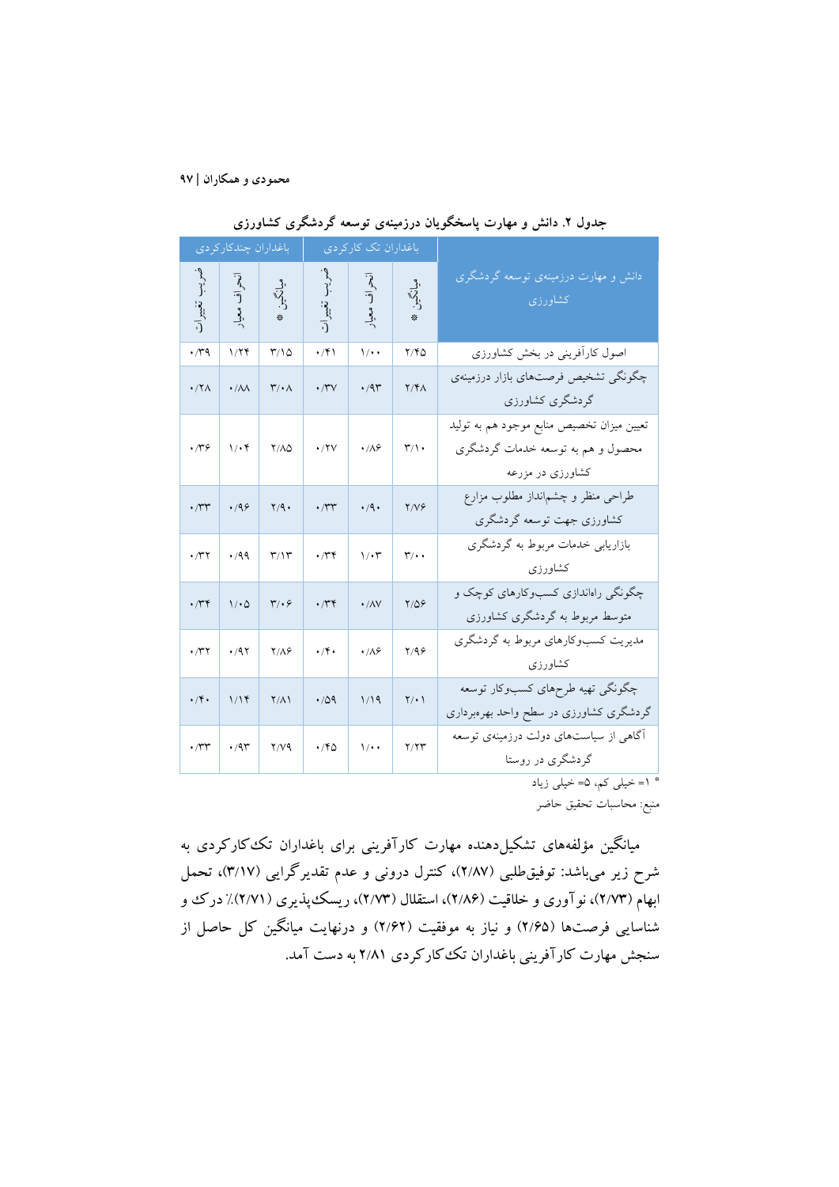جدول ۲. دانش و مهارت پاسخگویان درزمینه‌ی توسعه گردشگری کشاورزی

| دانش و مهارت درزمینه‌ی توسعه گردشگری کشاورزی | باغداران تک کارکردی | | | باغداران چندکارکردی | | |
|---|---|---|---|---|---|---|
| | میانگین* | انحراف معیار | ضریب تغییرات | میانگین* | انحراف معیار | ضریب تغییرات |
| اصول کارآفرینی در بخش کشاورزی | ۲/۴۵ | ۱/۰۰ | ۰/۴۱ | ۳/۱۵ | ۱/۲۴ | ۰/۳۹ |
| چگونگی تشخیص فرصت‌های بازار درزمینه‌ی گردشگری کشاورزی | ۲/۴۸ | ۰/۹۳ | ۰/۳۷ | ۳/۰۸ | ۰/۸۸ | ۰/۲۸ |
| تعیین میزان تخصیص منابع موجود هم به تولید محصول و هم به توسعه خدمات گردشگری کشاورزی در مزرعه | ۳/۱۰ | ۰/۸۶ | ۰/۲۷ | ۲/۸۵ | ۱/۰۴ | ۰/۳۶ |
| طراحی منظر و چشم‌انداز مطلوب مزارع کشاورزی جهت توسعه گردشگری | ۲/۷۶ | ۰/۹۰ | ۰/۳۳ | ۲/۹۰ | ۰/۹۶ | ۰/۳۳ |
| بازاریابی خدمات مربوط به گردشگری کشاورزی | ۳/۰۰ | ۱/۰۳ | ۰/۳۴ | ۳/۱۳ | ۰/۹۹ | ۰/۳۲ |
| چگونگی راه‌اندازی کسب‌وکارهای کوچک و متوسط مربوط به گردشگری کشاورزی | ۲/۵۶ | ۰/۸۷ | ۰/۳۴ | ۳/۰۶ | ۱/۰۵ | ۰/۳۴ |
| مدیریت کسب‌وکارهای مربوط به گردشگری کشاورزی | ۲/۹۶ | ۰/۸۶ | ۰/۴۰ | ۲/۸۶ | ۰/۹۲ | ۰/۳۲ |
| چگونگی تهیه طرح‌های کسب‌وکار توسعه گردشگری کشاورزی در سطح واحد بهره‌برداری | ۲/۰۱ | ۱/۱۹ | ۰/۵۹ | ۲/۸۱ | ۱/۱۴ | ۰/۴۰ |
| آگاهی از سیاست‌های دولت درزمینه‌ی توسعه گردشگری در روستا | ۲/۲۳ | ۱/۰۰ | ۰/۴۵ | ۲/۷۹ | ۰/۹۳ | ۰/۳۳ |

* ۱= خیلی کم، ۵= خیلی زیاد

منبع: محاسبات تحقیق حاضر

میانگین مؤلفه‌های تشکیل‌دهنده مهارت کارآفرینی برای باغداران تک‌کارکردی به شرح زیر می‌باشد: توفیق‌طلبی (۲/۸۷)، کنترل درونی و عدم تقدیرگرایی (۳/۱۷)، تحمل ابهام (۲/۷۳)، نوآوری و خلاقیت (۲/۸۶)، استقلال (۲/۷۳)، ریسک‌پذیری (۲/۷۱)٪ درک و شناسایی فرصت‌ها (۲/۶۵) و نیاز به موفقیت (۲/۶۲) و درنهایت میانگین کل حاصل از سنجش مهارت کارآفرینی باغداران تک‌کارکردی ۲/۸۱ به دست آمد.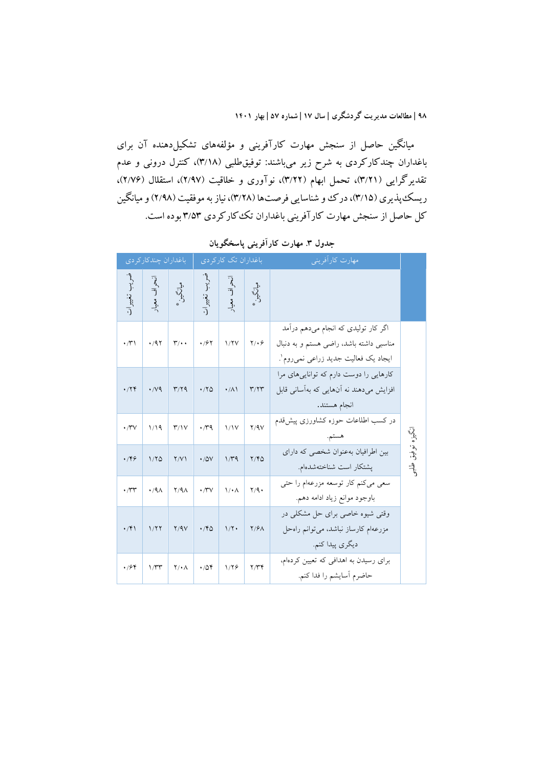میانگین حاصل از سنجش مهارت کارآفرینی و مؤلفه‌های تشکیل‌دهنده آن برای باغداران چندکارکردی به شرح زیر می‌باشند: توفیق‌طلبی (۳/۱۸)، کنترل درونی و عدم تقدیرگرایی (۳/۲۱)، تحمل ابهام (۳/۲۲)، نوآوری و خلاقیت (۲/۹۷)، استقلال (۲/۷۶)، ریسک‌پذیری (۳/۱۵)، درک و شناسایی فرصت‌ها (۳/۲۸)، نیاز به موفقیت (۲/۹۸) و میانگین کل حاصل از سنجش مهارت کارآفرینی باغداران تک‌کارکردی ۳/۵۳ بوده است.

**جدول ۳. مهارت کارآفرینی پاسخگویان**

| | مهارت کارآفرینی | باغداران تک کارکردی | | | باغداران چندکارکردی | | |
|---|---|---|---|---|---|---|---|
| | | میانگین* | انحراف معیار | ضریب تغییرات | میانگین* | انحراف معیار | ضریب تغییرات |
| انگیزه توفیق طلبی | اگر کار تولیدی که انجام می‌دهم درآمد مناسبی داشته باشد، راضی هستم و به دنبال ایجاد یک فعالیت جدید زراعی نمی‌روم[1]. | ۲/۰۶ | ۱/۲۷ | ۰/۶۲ | ۳/۰۰ | ۰/۹۲ | ۰/۳۱ |
| | کارهایی را دوست دارم که توانایی‌های مرا افزایش می‌دهند نه آن‌هایی که به‌آسانی قابل انجام هستند. | ۳/۲۳ | ۰/۸۱ | ۰/۲۵ | ۳/۲۹ | ۰/۷۹ | ۰/۲۴ |
| | در کسب اطلاعات حوزه کشاورزی پیش‌قدم هستم. | ۲/۹۷ | ۱/۱۷ | ۰/۳۹ | ۳/۱۷ | ۱/۱۹ | ۰/۳۷ |
| | بین اطرافیان به‌عنوان شخصی که دارای پشتکار است شناخته‌شده‌ام. | ۲/۴۵ | ۱/۳۹ | ۰/۵۷ | ۲/۷۱ | ۱/۲۵ | ۰/۴۶ |
| | سعی می‌کنم کار توسعه مزرعه‌ام را حتی باوجود موانع زیاد ادامه دهم. | ۲/۹۰ | ۱/۰۸ | ۰/۳۷ | ۲/۹۸ | ۰/۹۸ | ۰/۳۳ |
| | وقتی شیوه خاصی برای حل مشکلی در مزرعه‌ام کارساز نباشد، می‌توانم راه‌حل دیگری پیدا کنم. | ۲/۶۸ | ۱/۲۰ | ۰/۴۵ | ۲/۹۷ | ۱/۲۲ | ۰/۴۱ |
| | برای رسیدن به اهدافی که تعیین کرده‌ام، حاضرم آسایشم را فدا کنم. | ۲/۳۴ | ۱/۲۶ | ۰/۵۴ | ۲/۰۸ | ۱/۳۳ | ۰/۶۴ |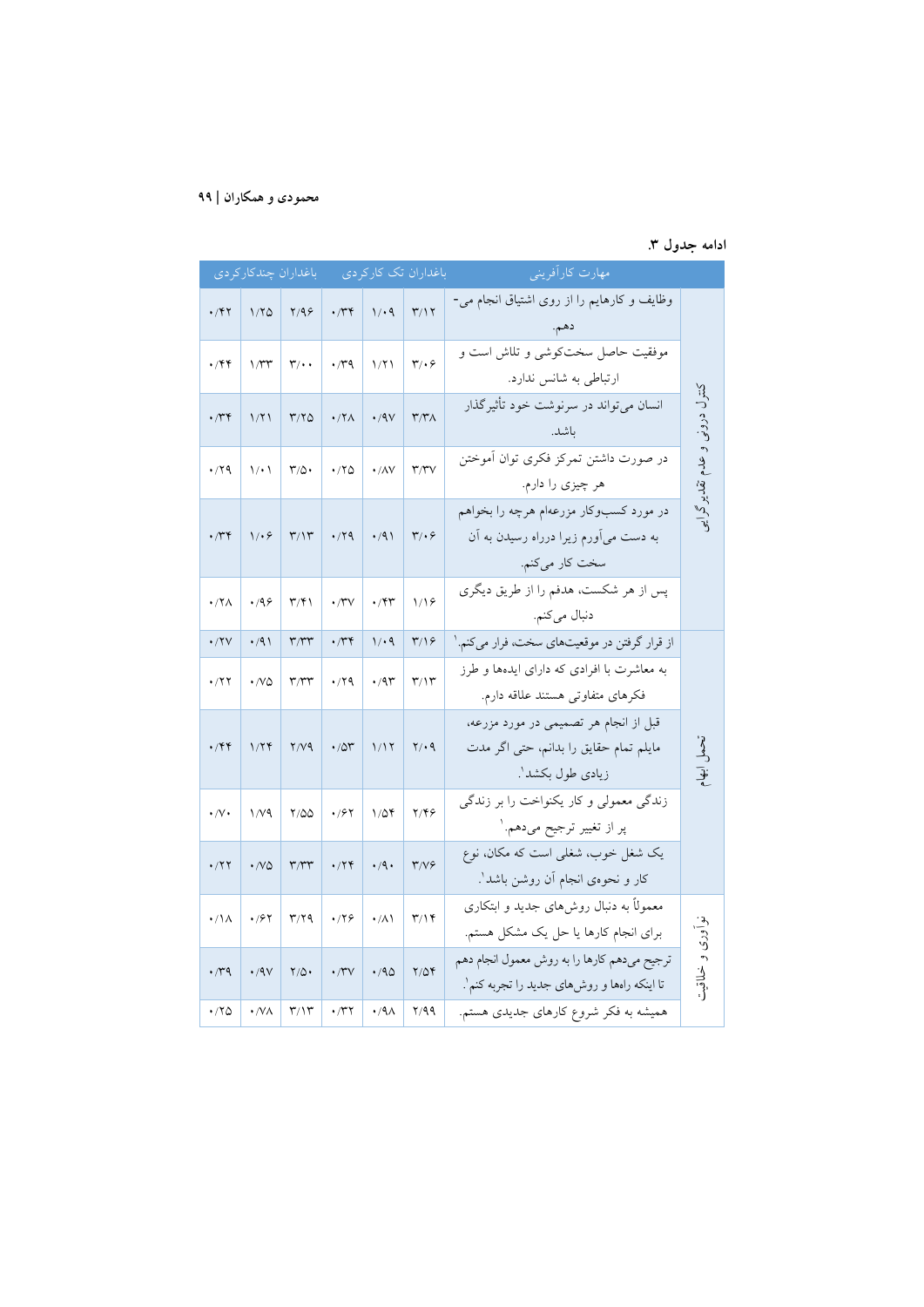ادامه جدول ۳.

| | مهارت کارآفرینی | باغداران تک کارکردی | | | باغداران چندکارکردی | | |
|---|---|---|---|---|---|---|---|
| کنترل درونی و عدم تقدیرگرایی | وظایف و کارهایم را از روی اشتیاق انجام می‌دهم. | ۳/۱۲ | ۱/۰۹ | ۰/۳۴ | ۲/۹۶ | ۱/۲۵ | ۰/۴۲ |
| | موفقیت حاصل سخت‌کوشی و تلاش است و ارتباطی به شانس ندارد. | ۳/۰۶ | ۱/۲۱ | ۰/۳۹ | ۳/۰۰ | ۱/۳۳ | ۰/۴۴ |
| | انسان می‌تواند در سرنوشت خود تأثیرگذار باشد. | ۳/۳۸ | ۰/۹۷ | ۰/۲۸ | ۳/۲۵ | ۱/۲۱ | ۰/۳۴ |
| | در صورت داشتن تمرکز فکری توان آموختن هر چیزی را دارم. | ۳/۳۷ | ۰/۸۷ | ۰/۲۵ | ۳/۵۰ | ۱/۰۱ | ۰/۲۹ |
| | در مورد کسب‌وکار مزرعه‌ام هرچه را بخواهم به دست می‌آورم زیرا درراه رسیدن به آن سخت کار می‌کنم. | ۳/۰۶ | ۰/۹۱ | ۰/۲۹ | ۳/۱۳ | ۱/۰۶ | ۰/۳۴ |
| | پس از هر شکست، هدفم را از طریق دیگری دنبال می‌کنم. | ۱/۱۶ | ۰/۴۳ | ۰/۳۷ | ۳/۴۱ | ۰/۹۶ | ۰/۲۸ |
| تحمل ابهام | از قرار گرفتن در موقعیت‌های سخت، فرار می‌کنم.[1] | ۳/۱۶ | ۱/۰۹ | ۰/۳۴ | ۳/۳۳ | ۰/۹۱ | ۰/۲۷ |
| | به معاشرت با افرادی که دارای ایده‌ها و طرز فکرهای متفاوتی هستند علاقه دارم. | ۳/۱۳ | ۰/۹۳ | ۰/۲۹ | ۳/۳۳ | ۰/۷۵ | ۰/۲۲ |
| | قبل از انجام هر تصمیمی در مورد مزرعه، مایلم تمام حقایق را بدانم، حتی اگر مدت زیادی طول بکشد.[1] | ۲/۰۹ | ۱/۱۲ | ۰/۵۳ | ۲/۷۹ | ۱/۲۴ | ۰/۴۴ |
| | زندگی معمولی و کار یکنواخت را بر زندگی پر از تغییر ترجیح می‌دهم.[1] | ۲/۴۶ | ۱/۵۴ | ۰/۶۲ | ۲/۵۵ | ۱/۷۹ | ۰/۷۰ |
| | یک شغل خوب، شغلی است که مکان، نوع کار و نحوه‌ی انجام آن روشن باشد.[1] | ۳/۷۶ | ۰/۹۰ | ۰/۲۴ | ۳/۳۳ | ۰/۷۵ | ۰/۲۲ |
| نوآوری و خلاقیت | معمولاً به دنبال روش‌های جدید و ابتکاری برای انجام کارها یا حل یک مشکل هستم. | ۳/۱۴ | ۰/۸۱ | ۰/۲۶ | ۳/۲۹ | ۰/۶۲ | ۰/۱۸ |
| | ترجیح می‌دهم کارها را به روش معمول انجام دهم تا اینکه راه‌ها و روش‌های جدید را تجربه کنم.[1] | ۲/۵۴ | ۰/۹۵ | ۰/۳۷ | ۲/۵۰ | ۰/۹۷ | ۰/۳۹ |
| | همیشه به فکر شروع کارهای جدیدی هستم. | ۲/۹۹ | ۰/۹۸ | ۰/۳۲ | ۳/۱۳ | ۰/۷۸ | ۰/۲۵ |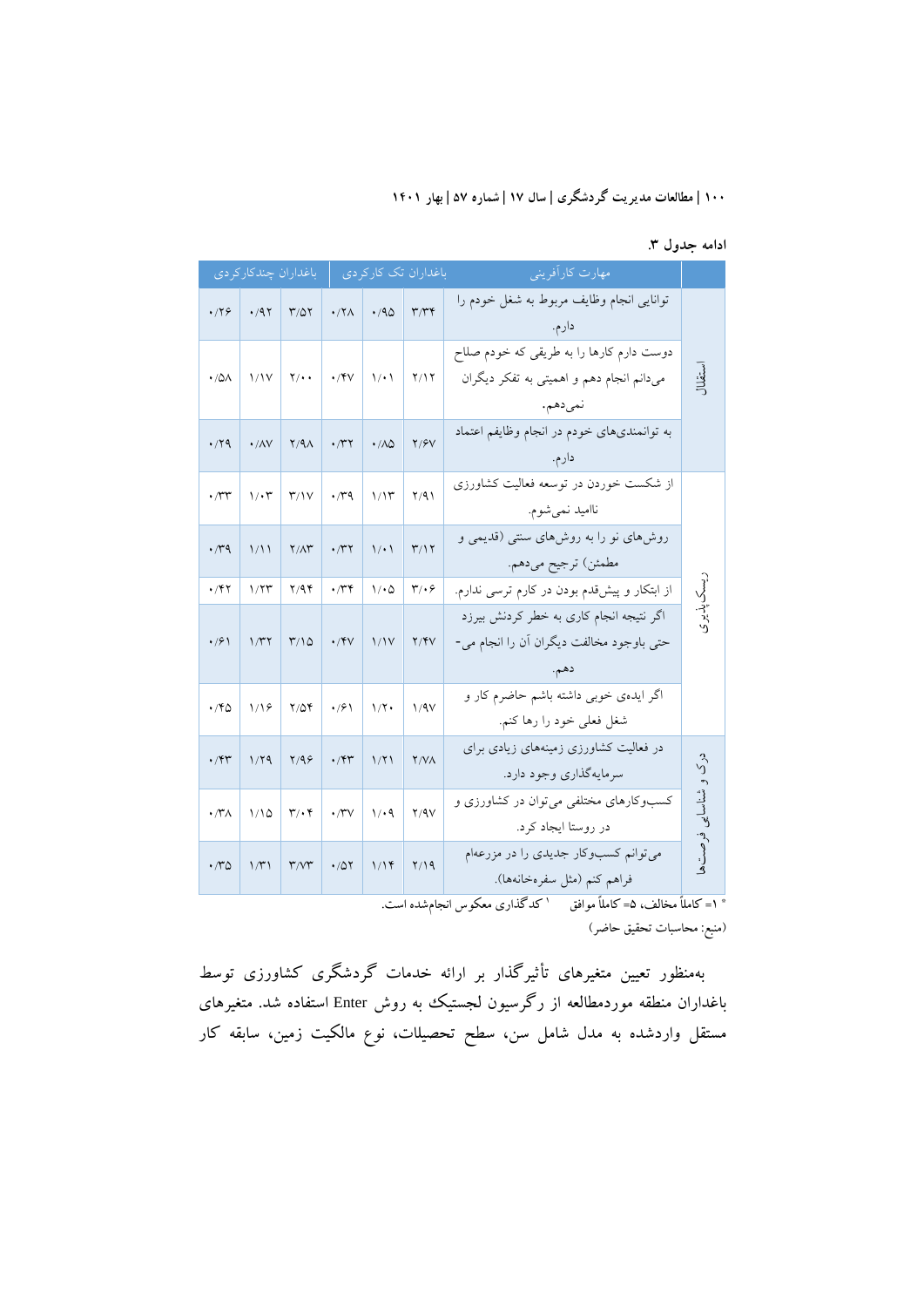ادامه جدول ۳.

| | مهارت کارآفرینی | باغداران تک کارکردی | | | باغداران چندکارکردی | | |
|---|---|---|---|---|---|---|---|
| استقلال | توانایی انجام وظایف مربوط به شغل خودم را دارم. | ۳/۳۴ | ۰/۹۵ | ۰/۲۸ | ۳/۵۲ | ۰/۹۲ | ۰/۲۶ |
| | دوست دارم کارها را به طریقی که خودم صلاح می‌دانم انجام دهم و اهمیتی به تفکر دیگران نمی‌دهم. | ۲/۱۲ | ۱/۰۱ | ۰/۴۷ | ۲/۰۰ | ۱/۱۷ | ۰/۵۸ |
| | به توانمندی‌های خودم در انجام وظایفم اعتماد دارم. | ۲/۶۷ | ۰/۸۵ | ۰/۳۲ | ۲/۹۸ | ۰/۸۷ | ۰/۲۹ |
| ریسک‌پذیری | از شکست خوردن در توسعه فعالیت کشاورزی ناامید نمی‌شوم. | ۲/۹۱ | ۱/۱۳ | ۰/۳۹ | ۳/۱۷ | ۱/۰۳ | ۰/۳۳ |
| | روش‌های نو را به روش‌های سنتی (قدیمی و مطمئن) ترجیح می‌دهم. | ۳/۱۲ | ۱/۰۱ | ۰/۳۲ | ۲/۸۳ | ۱/۱۱ | ۰/۳۹ |
| | از ابتکار و پیش‌قدم بودن در کارم ترسی ندارم. | ۳/۰۶ | ۱/۰۵ | ۰/۳۴ | ۲/۹۴ | ۱/۲۳ | ۰/۴۲ |
| | اگر نتیجه انجام کاری به خطر کردنش بیرزد حتی باوجود مخالفت دیگران آن را انجام می‌دهم. | ۲/۴۷ | ۱/۱۷ | ۰/۴۷ | ۳/۱۵ | ۱/۳۲ | ۰/۶۱ |
| | اگر ایده‌ی خوبی داشته باشم حاضرم کار و شغل فعلی خود را رها کنم. | ۱/۹۷ | ۱/۲۰ | ۰/۶۱ | ۲/۵۴ | ۱/۱۶ | ۰/۴۵ |
| درک و شناسایی فرصت‌ها | در فعالیت کشاورزی زمینه‌های زیادی برای سرمایه‌گذاری وجود دارد. | ۲/۷۸ | ۱/۲۱ | ۰/۴۳ | ۲/۹۶ | ۱/۲۹ | ۰/۴۳ |
| | کسب‌وکارهای مختلفی می‌توان در کشاورزی و در روستا ایجاد کرد. | ۲/۹۷ | ۱/۰۹ | ۰/۳۷ | ۳/۰۴ | ۱/۱۵ | ۰/۳۸ |
| | می‌توانم کسب‌وکار جدیدی را در مزرعه‌ام فراهم کنم (مثل سفره‌خانه‌ها). | ۲/۱۹ | ۱/۱۴ | ۰/۵۲ | ۳/۷۳ | ۱/۳۱ | ۰/۳۵ |

* ۱= کاملاً مخالف، ۵= کاملاً موافق [1] کدگذاری معکوس انجام‌شده است.

(منبع: محاسبات تحقیق حاضر)

به‌منظور تعیین متغیرهای تأثیرگذار بر ارائه خدمات گردشگری کشاورزی توسط باغداران منطقه موردمطالعه از رگرسیون لجستیک به روش Enter استفاده شد. متغیرهای مستقل واردشده به مدل شامل سن، سطح تحصیلات، نوع مالکیت زمین، سابقه کار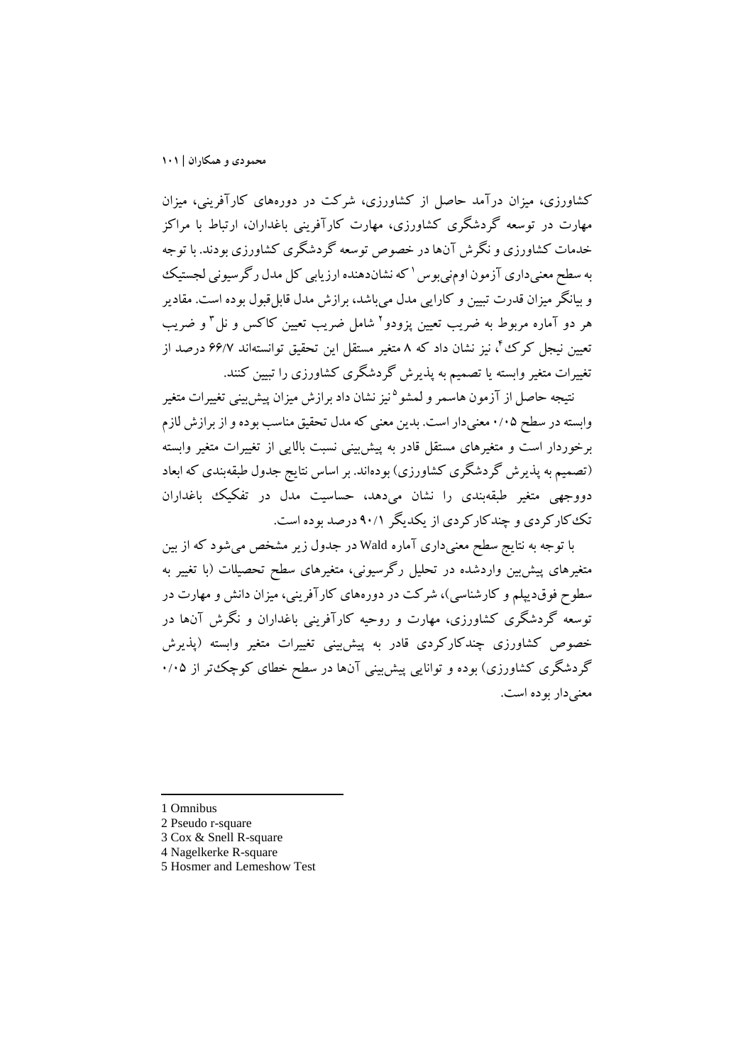کشاورزی، میزان درآمد حاصل از کشاورزی، شرکت در دوره‌های کارآفرینی، میزان مهارت در توسعه گردشگری کشاورزی، مهارت کارآفرینی باغداران، ارتباط با مراکز خدمات کشاورزی و نگرش آن‌ها در خصوص توسعه گردشگری کشاورزی بودند. با توجه به سطح معنی‌داری آزمون اومنی‌بوس[1] که نشان‌دهنده ارزیابی کل مدل رگرسیونی لجستیک و بیانگر میزان قدرت تبیین و کارایی مدل می‌باشد، برازش مدل قابل‌قبول بوده است. مقادیر هر دو آماره مربوط به ضریب تعیین پزودو[2] شامل ضریب تعیین کاکس و نل[3] و ضریب تعیین نیجل کرک[4]، نیز نشان داد که ۸ متغیر مستقل این تحقیق توانسته‌اند ۶۶/۷ درصد از تغییرات متغیر وابسته یا تصمیم به پذیرش گردشگری کشاورزی را تبیین کنند.

نتیجه حاصل از آزمون هاسمر و لمشو[5] نیز نشان داد برازش میزان پیش‌بینی تغییرات متغیر وابسته در سطح ۰/۰۵ معنی‌دار است. بدین معنی که مدل تحقیق مناسب بوده و از برازش لازم برخوردار است و متغیرهای مستقل قادر به پیش‌بینی نسبت بالایی از تغییرات متغیر وابسته (تصمیم به پذیرش گردشگری کشاورزی) بوده‌اند. بر اساس نتایج جدول طبقه‌بندی که ابعاد دووجهی متغیر طبقه‌بندی را نشان می‌دهد، حساسیت مدل در تفکیک باغداران تک‌کارکردی و چندکارکردی از یکدیگر ۹۰/۱ درصد بوده است.

با توجه به نتایج سطح معنی‌داری آماره Wald در جدول زیر مشخص می‌شود که از بین متغیرهای پیش‌بین واردشده در تحلیل رگرسیونی، متغیرهای سطح تحصیلات (با تغییر به سطوح فوق‌دیپلم و کارشناسی)، شرکت در دوره‌های کارآفرینی، میزان دانش و مهارت در توسعه گردشگری کشاورزی، مهارت و روحیه کارآفرینی باغداران و نگرش آن‌ها در خصوص کشاورزی چندکارکردی قادر به پیش‌بینی تغییرات متغیر وابسته (پذیرش گردشگری کشاورزی) بوده و توانایی پیش‌بینی آن‌ها در سطح خطای کوچک‌تر از ۰/۰۵ معنی‌دار بوده است.

---

1 Omnibus

2 Pseudo r-square

3 Cox & Snell R-square

4 Nagelkerke R-square

5 Hosmer and Lemeshow Test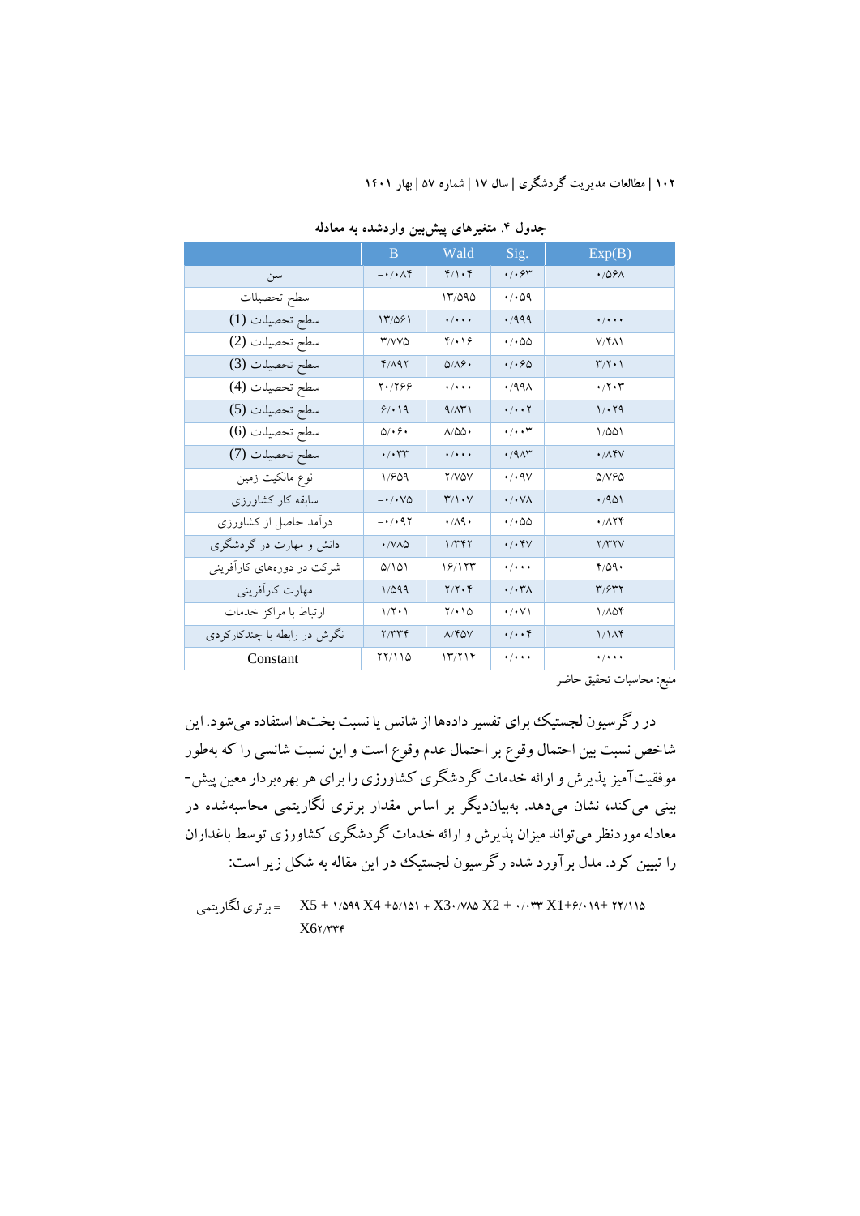**جدول ۴. متغیرهای پیش‌بین واردشده به معادله**

| | B | Wald | Sig. | Exp(B) |
|---|---|---|---|---|
| سن | −۰/۰۸۴ | ۴/۱۰۴ | ۰/۰۶۳ | ۰/۵۶۸ |
| سطح تحصیلات | | ۱۳/۵۹۵ | ۰/۰۵۹ | |
| سطح تحصیلات (1) | ۱۳/۵۶۱ | ۰/۰۰۰ | ۰/۹۹۹ | ۰/۰۰۰ |
| سطح تحصیلات (2) | ۳/۷۷۵ | ۴/۰۱۶ | ۰/۰۵۵ | ۷/۴۸۱ |
| سطح تحصیلات (3) | ۴/۸۹۲ | ۵/۸۶۰ | ۰/۰۶۵ | ۳/۲۰۱ |
| سطح تحصیلات (4) | ۲۰/۲۶۶ | ۰/۰۰۰ | ۰/۹۹۸ | ۰/۲۰۳ |
| سطح تحصیلات (5) | ۶/۰۱۹ | ۹/۸۳۱ | ۰/۰۰۲ | ۱/۰۲۹ |
| سطح تحصیلات (6) | ۵/۰۶۰ | ۸/۵۵۰ | ۰/۰۰۳ | ۱/۵۵۱ |
| سطح تحصیلات (7) | ۰/۰۳۳ | ۰/۰۰۰ | ۰/۹۸۳ | ۰/۸۴۷ |
| نوع مالکیت زمین | ۱/۶۵۹ | ۲/۷۵۷ | ۰/۰۹۷ | ۵/۷۶۵ |
| سابقه کار کشاورزی | −۰/۰۷۵ | ۳/۱۰۷ | ۰/۰۷۸ | ۰/۹۵۱ |
| درآمد حاصل از کشاورزی | −۰/۰۹۲ | ۰/۸۹۰ | ۰/۰۵۵ | ۰/۸۲۴ |
| دانش و مهارت در گردشگری | ۰/۷۸۵ | ۱/۳۴۲ | ۰/۰۴۷ | ۲/۳۲۷ |
| شرکت در دوره‌های کارآفرینی | ۵/۱۵۱ | ۱۶/۱۲۳ | ۰/۰۰۰ | ۴/۵۹۰ |
| مهارت کارآفرینی | ۱/۵۹۹ | ۲/۲۰۴ | ۰/۰۳۸ | ۳/۶۳۲ |
| ارتباط با مراکز خدمات | ۱/۲۰۱ | ۲/۰۱۵ | ۰/۰۷۱ | ۱/۸۵۴ |
| نگرش در رابطه با چندکارکردی | ۲/۳۳۴ | ۸/۴۵۷ | ۰/۰۰۴ | ۱/۱۸۴ |
| Constant | ۲۲/۱۱۵ | ۱۳/۲۱۴ | ۰/۰۰۰ | ۰/۰۰۰ |

منبع: محاسبات تحقیق حاضر

در رگرسیون لجستیک برای تفسیر داده‌ها از شانس یا نسبت بخت‌ها استفاده می‌شود. این شاخص نسبت بین احتمال وقوع بر احتمال عدم وقوع است و این نسبت شانسی را که به‌طور موفقیت‌آمیز پذیرش و ارائه خدمات گردشگری کشاورزی را برای هر بهره‌بردار معین پیش‌بینی می‌کند، نشان می‌دهد. به‌بیان‌دیگر بر اساس مقدار برتری لگاریتمی محاسبه‌شده در معادله موردنظر می‌تواند میزان پذیرش و ارائه خدمات گردشگری کشاورزی توسط باغداران را تبیین کرد. مدل برآورد شده رگرسیون لجستیک در این مقاله به شکل زیر است:

$$\text{برتری لگاریتمی} = ۲۲/۱۱۵ + ۶/۰۱۹ X1 + ۰/۰۳۳ X2 + ۰/۷۸۵ X3 + ۵/۱۵۱ X4 + ۱/۵۹۹ X5 + ۲/۳۳۴ X6$$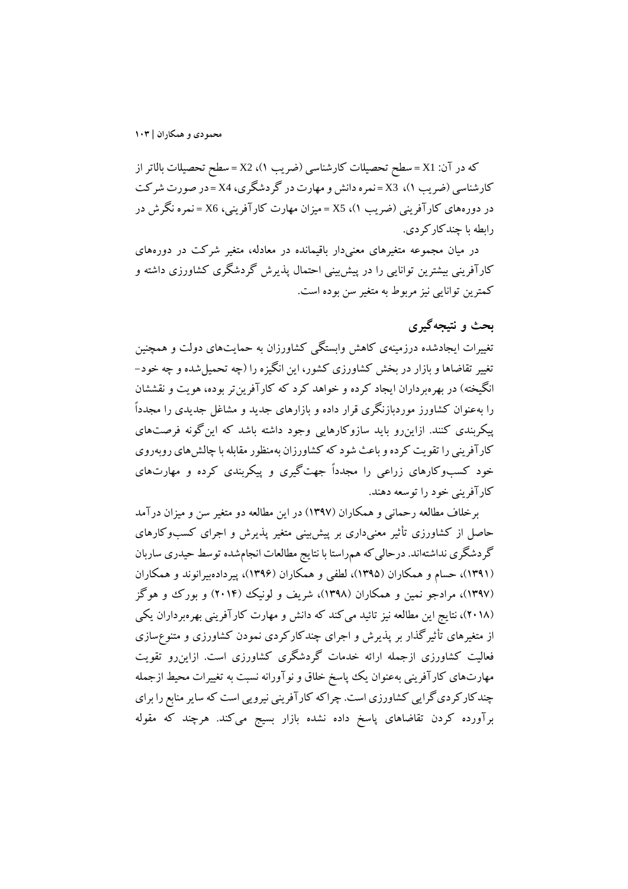که در آن: $X1$ = سطح تحصیلات کارشناسی (ضریب ۱)، $X2$ = سطح تحصیلات بالاتر از کارشناسی (ضریب ۱)، $X3$ = نمره دانش و مهارت در گردشگری، $X4$ = در صورت شرکت در دوره‌های کارآفرینی (ضریب ۱)، $X5$ = میزان مهارت کارآفرینی، $X6$ = نمره نگرش در رابطه با چندکارکردی.

در میان مجموعه متغیرهای معنی‌دار باقیمانده در معادله، متغیر شرکت در دوره‌های کارآفرینی بیشترین توانایی را در پیش‌بینی احتمال پذیرش گردشگری کشاورزی داشته و کمترین توانایی نیز مربوط به متغیر سن بوده است.

## بحث و نتیجه‌گیری

تغییرات ایجادشده درزمینه‌ی کاهش وابستگی کشاورزان به حمایت‌های دولت و همچنین تغییر تقاضاها و بازار در بخش کشاورزی کشور، این انگیزه را (چه تحمیل‌شده و چه خود-انگیخته) در بهره‌برداران ایجاد کرده و خواهد کرد که کارآفرین‌تر بوده، هویت و نقششان را به‌عنوان کشاورز موردبازنگری قرار داده و بازارهای جدید و مشاغل جدیدی را مجدداً پیکربندی کنند. ازاین‌رو باید سازوکارهایی وجود داشته باشد که این‌گونه فرصت‌های کارآفرینی را تقویت کرده و باعث شود که کشاورزان به‌منظور مقابله با چالش‌های روبه‌روی خود کسب‌وکارهای زراعی را مجدداً جهت‌گیری و پیکربندی کرده و مهارت‌های کارآفرینی خود را توسعه دهند.

برخلاف مطالعه رحمانی و همکاران (۱۳۹۷) در این مطالعه دو متغیر سن و میزان درآمد حاصل از کشاورزی تأثیر معنی‌داری بر پیش‌بینی متغیر پذیرش و اجرای کسب‌وکارهای گردشگری نداشته‌اند. درحالی‌که هم‌راستا با نتایج مطالعات انجام‌شده توسط حیدری ساربان (۱۳۹۱)، حسام و همکاران (۱۳۹۵)، لطفی و همکاران (۱۳۹۶)، پیردادهبیرانوند و همکاران (۱۳۹۷)، مرادجو نمین و همکاران (۱۳۹۸)، شریف و لونیک (۲۰۱۴) و بورک و هوگز (۲۰۱۸)، نتایج این مطالعه نیز تائید می‌کند که دانش و مهارت کارآفرینی بهره‌برداران یکی از متغیرهای تأثیرگذار بر پذیرش و اجرای چندکارکردی نمودن کشاورزی و متنوع‌سازی فعالیت کشاورزی ازجمله ارائه خدمات گردشگری کشاورزی است. ازاین‌رو تقویت مهارت‌های کارآفرینی به‌عنوان یک پاسخ خلاق و نوآورانه نسبت به تغییرات محیط ازجمله چندکارکردی‌گرایی کشاورزی است. چراکه کارآفرینی نیرویی است که سایر منابع را برای برآورده کردن تقاضاهای پاسخ داده نشده بازار بسیج می‌کند. هرچند که مقوله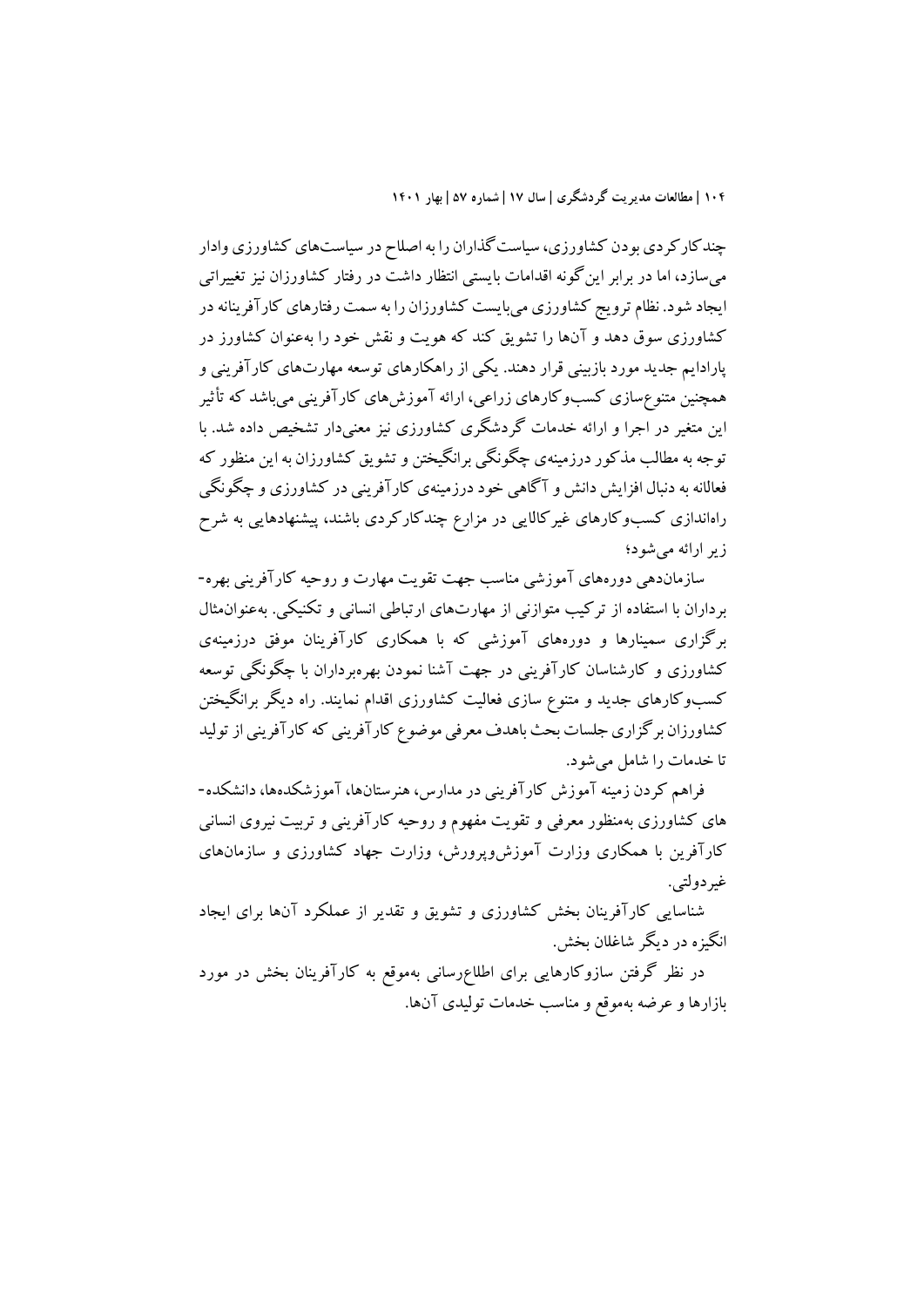چندکارکردی بودن کشاورزی، سیاست‌گذاران را به اصلاح در سیاست‌های کشاورزی وادار می‌سازد، اما در برابر این‌گونه اقدامات بایستی انتظار داشت در رفتار کشاورزان نیز تغییراتی ایجاد شود. نظام ترویج کشاورزی می‌بایست کشاورزان را به سمت رفتارهای کارآفرینانه در کشاورزی سوق دهد و آن‌ها را تشویق کند که هویت و نقش خود را به‌عنوان کشاورز در پارادایم جدید مورد بازبینی قرار دهند. یکی از راهکارهای توسعه مهارت‌های کارآفرینی و همچنین متنوع‌سازی کسب‌وکارهای زراعی، ارائه آموزش‌های کارآفرینی می‌باشد که تأثیر این متغیر در اجرا و ارائه خدمات گردشگری کشاورزی نیز معنی‌دار تشخیص داده شد. با توجه به مطالب مذکور درزمینه‌ی چگونگی برانگیختن و تشویق کشاورزان به این منظور که فعالانه به دنبال افزایش دانش و آگاهی خود درزمینه‌ی کارآفرینی در کشاورزی و چگونگی راه‌اندازی کسب‌وکارهای غیرکالایی در مزارع چندکارکردی باشند، پیشنهادهایی به شرح زیر ارائه می‌شود؛

سازمان‌دهی دوره‌های آموزشی مناسب جهت تقویت مهارت و روحیه کارآفرینی بهره‌برداران با استفاده از ترکیب متوازنی از مهارت‌های ارتباطی انسانی و تکنیکی. به‌عنوان‌مثال برگزاری سمینارها و دوره‌های آموزشی که با همکاری کارآفرینان موفق درزمینه‌ی کشاورزی و کارشناسان کارآفرینی در جهت آشنا نمودن بهره‌برداران با چگونگی توسعه کسب‌وکارهای جدید و متنوع سازی فعالیت کشاورزی اقدام نمایند. راه دیگر برانگیختن کشاورزان برگزاری جلسات بحث باهدف معرفی موضوع کارآفرینی که کارآفرینی از تولید تا خدمات را شامل می‌شود.

فراهم کردن زمینه آموزش کارآفرینی در مدارس، هنرستان‌ها، آموزشکده‌ها، دانشکده‌های کشاورزی به‌منظور معرفی و تقویت مفهوم و روحیه کارآفرینی و تربیت نیروی انسانی کارآفرین با همکاری وزارت آموزش‌وپرورش، وزارت جهاد کشاورزی و سازمان‌های غیردولتی.

شناسایی کارآفرینان بخش کشاورزی و تشویق و تقدیر از عملکرد آن‌ها برای ایجاد انگیزه در دیگر شاغلان بخش.

در نظر گرفتن سازوکارهایی برای اطلاع‌رسانی به‌موقع به کارآفرینان بخش در مورد بازارها و عرضه به‌موقع و مناسب خدمات تولیدی آن‌ها.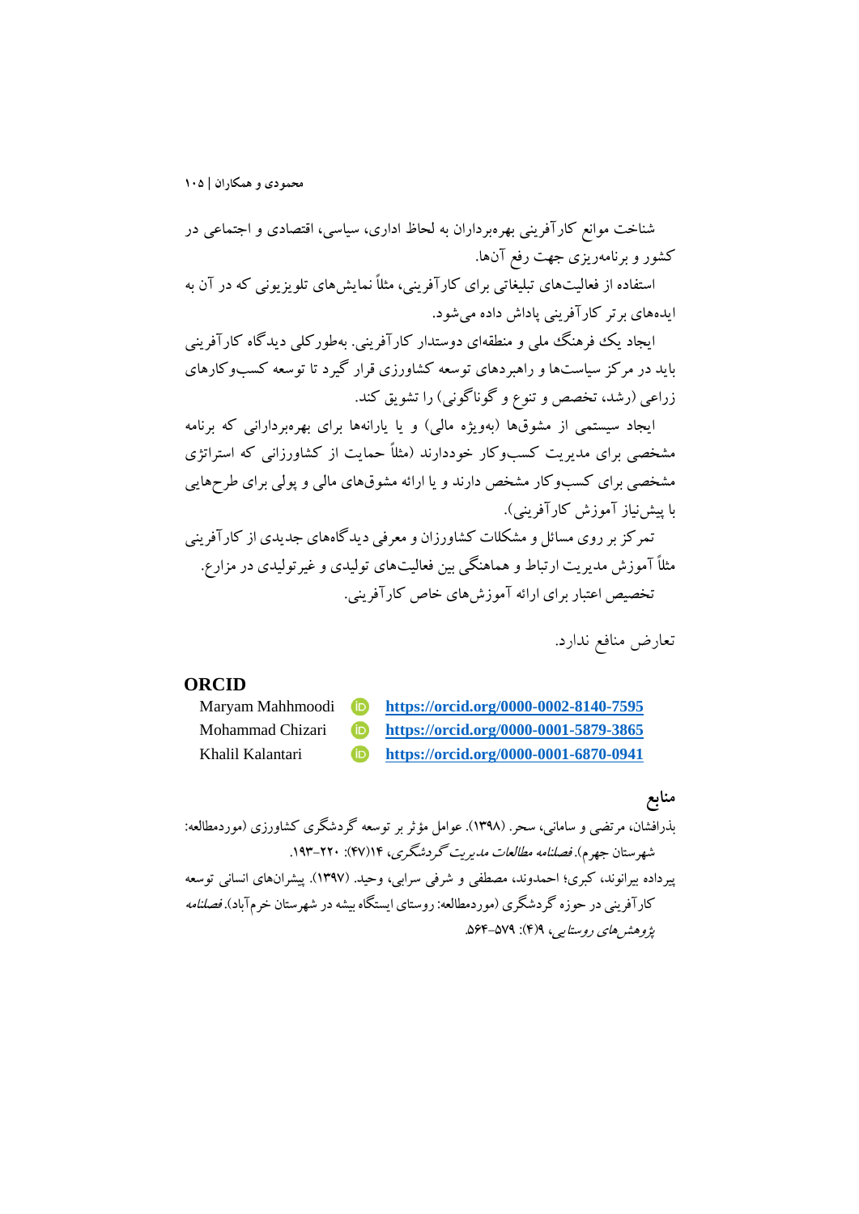شناخت موانع کارآفرینی بهره‌برداران به لحاظ اداری، سیاسی، اقتصادی و اجتماعی در کشور و برنامه‌ریزی جهت رفع آن‌ها.

استفاده از فعالیت‌های تبلیغاتی برای کارآفرینی، مثلاً نمایش‌های تلویزیونی که در آن به ایده‌های برتر کارآفرینی پاداش داده می‌شود.

ایجاد یک فرهنگ ملی و منطقه‌ای دوستدار کارآفرینی. به‌طورکلی دیدگاه کارآفرینی باید در مرکز سیاست‌ها و راهبردهای توسعه کشاورزی قرار گیرد تا توسعه کسب‌وکارهای زراعی (رشد، تخصص و تنوع و گوناگونی) را تشویق کند.

ایجاد سیستمی از مشوق‌ها (به‌ویژه مالی) و یا یارانه‌ها برای بهره‌بردارانی که برنامه مشخصی برای مدیریت کسب‌وکار خوددارند (مثلاً حمایت از کشاورزانی که استراتژی مشخصی برای کسب‌وکار مشخص دارند و یا ارائه مشوق‌های مالی و پولی برای طرح‌هایی با پیش‌نیاز آموزش کارآفرینی).

تمرکز بر روی مسائل و مشکلات کشاورزان و معرفی دیدگاه‌های جدیدی از کارآفرینی مثلاً آموزش مدیریت ارتباط و هماهنگی بین فعالیت‌های تولیدی و غیرتولیدی در مزارع.

تخصیص اعتبار برای ارائه آموزش‌های خاص کارآفرینی.

تعارض منافع ندارد.

## ORCID

| | |
|---|---|
| Maryam Mahhmoodi | **https://orcid.org/0000-0002-8140-7595** |
| Mohammad Chizari | **https://orcid.org/0000-0001-5879-3865** |
| Khalil Kalantari | **https://orcid.org/0000-0001-6870-0941** |

## منابع

بذرافشان، مرتضی و سامانی، سحر. (۱۳۹۸). عوامل مؤثر بر توسعه گردشگری کشاورزی (موردمطالعه: شهرستان جهرم). *فصلنامه مطالعات مدیریت گردشگری*، ۱۴(۴۷): ۲۲۰-۱۹۳.

پیرداده بیرانوند، کبری؛ احمدوند، مصطفی و شرفی سرابی، وحید. (۱۳۹۷). پیشران‌های انسانی توسعه کارآفرینی در حوزه گردشگری (موردمطالعه: روستای ایستگاه بیشه در شهرستان خرم‌آباد). *فصلنامه پژوهش‌های روستایی*، ۹(۴): ۵۷۹-۵۶۴.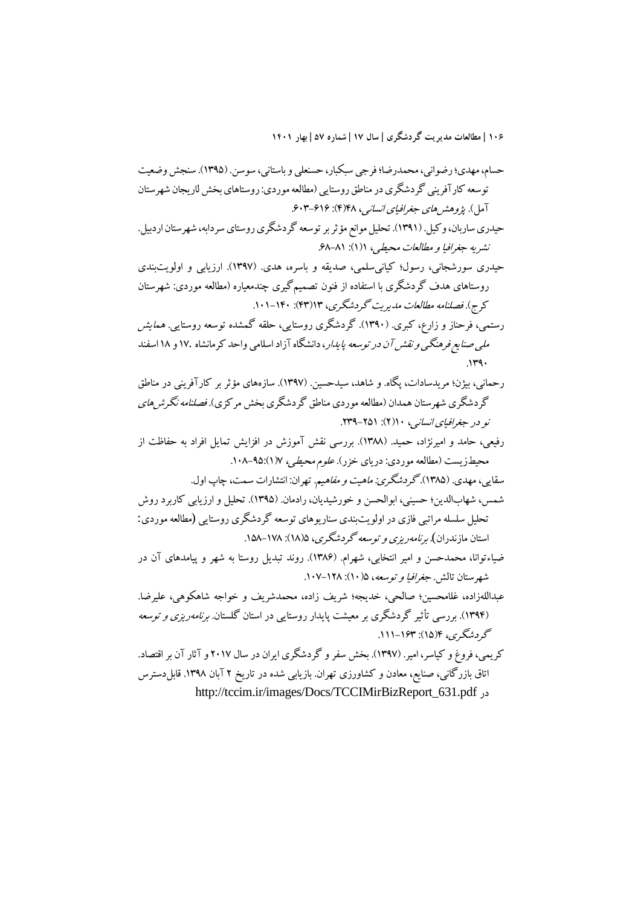حسام، مهدی؛ رضوانی، محمدرضا؛ فرجی سبکبار، حسنعلی و باستانی، سوسن. (۱۳۹۵). سنجش وضعیت توسعه کارآفرینی گردشگری در مناطق روستایی (مطالعه موردی: روستاهای بخش لاریجان شهرستان آمل). *پژوهش‌های جغرافیای انسانی*، ۴۸(۴): ۶۱۶-۶۰۳.

حیدری ساربان، وکیل. (۱۳۹۱). تحلیل موانع مؤثر بر توسعه گردشگری روستای سردابه، شهرستان اردبیل. *نشریه جغرافیا و مطالعات محیطی*، ۱(۱): ۸۱-۶۸.

حیدری سورشجانی، رسول؛ کیانی‌سلمی، صدیقه و باسره، هدی. (۱۳۹۷). ارزیابی و اولویت‌بندی روستاهای هدف گردشگری با استفاده از فنون تصمیم‌گیری چندمعیاره (مطالعه موردی: شهرستان کرج). *فصلنامه مطالعات مدیریت گردشگری*، ۱۳(۴۳): ۱۴۰-۱۰۱.

رستمی، فرحناز و زارع، کبری. (۱۳۹۰). گردشگری روستایی، حلقه گمشده توسعه روستایی. *همایش ملی صنایع فرهنگی و نقش آن در توسعه پایدار*، دانشگاه آزاد اسلامی واحد کرمانشاه ۱۷ و ۱۸ اسفند ۱۳۹۰.

رحمانی، بیژن؛ مریدسادات، پگاه. و شاهد، سیدحسین. (۱۳۹۷). سازه‌های مؤثر بر کارآفرینی در مناطق گردشگری شهرستان همدان (مطالعه موردی مناطق گردشگری بخش مرکزی). *فصلنامه نگرش‌های نو در جغرافیای انسانی*، ۱۰(۲): ۲۵۱-۲۳۹.

رفیعی، حامد و امیرنژاد، حمید. (۱۳۸۸). بررسی نقش آموزش در افزایش تمایل افراد به حفاظت از محیط‌زیست (مطالعه موردی: دریای خزر). *علوم محیطی*، ۷(۱):۹۵-۱۰۸.

سقایی، مهدی. (۱۳۸۵). *گردشگری: ماهیت و مفاهیم*. تهران: انتشارات سمت، چاپ اول.

شمس، شهاب‌الدین؛ حسینی، ابوالحسن و خورشیدیان، رادمان. (۱۳۹۵). تحلیل و ارزیابی کاربرد روش تحلیل سلسله مراتبی فازی در اولویت‌بندی سناریوهای توسعه گردشگری روستایی (مطالعه موردی: استان مازندران). *برنامه‌ریزی و توسعه گردشگری*، ۵(۱۸): ۱۷۸-۱۵۸.

ضیاءتوانا، محمدحسن و امیر انتخابی، شهرام. (۱۳۸۶). روند تبدیل روستا به شهر و پیامدهای آن در شهرستان تالش. *جغرافیا و توسعه*، ۵(۱۰): ۱۲۸-۱۰۷.

عبداللهزاده، غلامحسین؛ صالحی، خدیجه؛ شریف زاده، محمدشریف و خواجه شاهکوهی، علیرضا. (۱۳۹۴). بررسی تأثیر گردشگری بر معیشت پایدار روستایی در استان گلستان. *برنامه‌ریزی و توسعه گردشگری*، ۴(۱۵): ۱۶۳-۱۱۱.

کریمی، فروغ و کیاسر، امیر. (۱۳۹۷). بخش سفر و گردشگری ایران در سال ۲۰۱۷ و آثار آن بر اقتصاد. اتاق بازرگانی، صنایع، معادن و کشاورزی تهران. بازیابی شده در تاریخ ۲ آبان ۱۳۹۸. قابل‌دسترس در http://tccim.ir/images/Docs/TCCIMirBizReport_631.pdf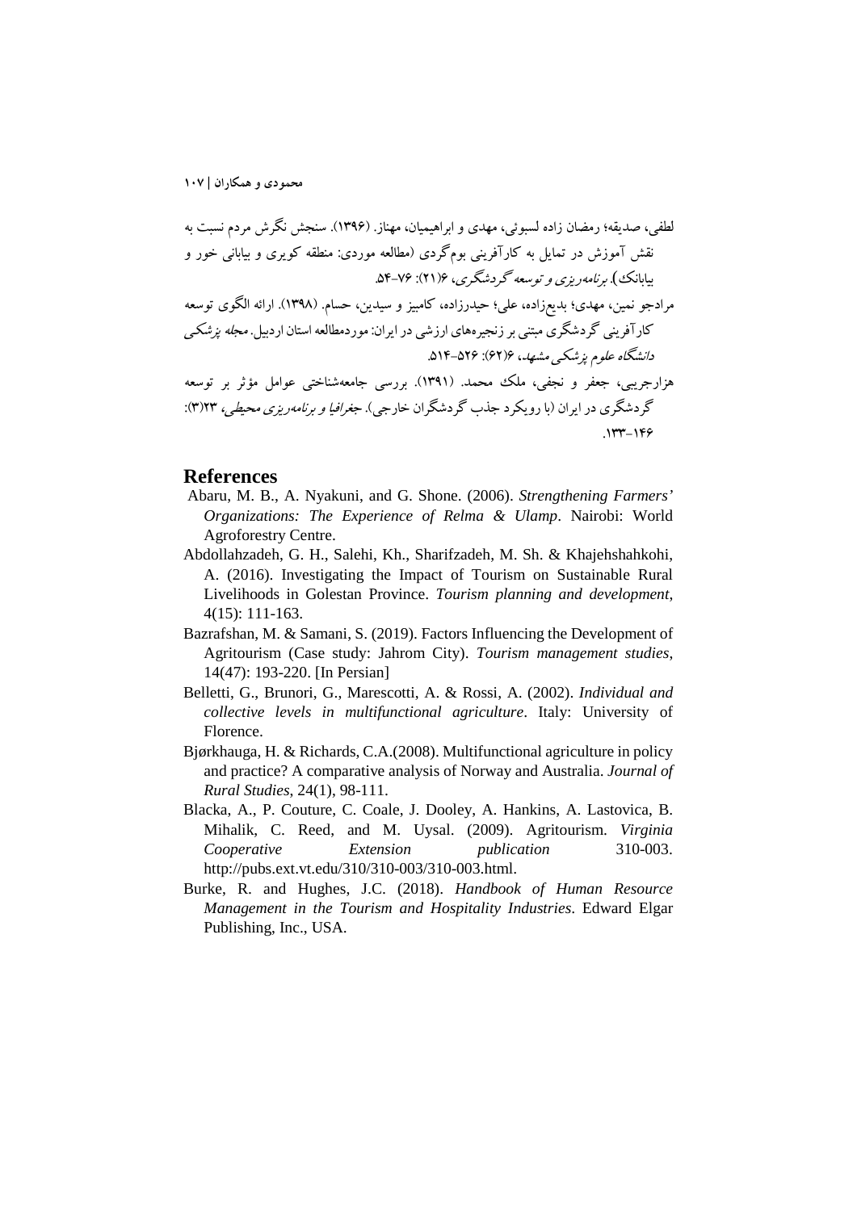لطفی، صدیقه؛ رمضان زاده لسبوئی، مهدی و ابراهیمیان، مهناز. (۱۳۹۶). سنجش نگرش مردم نسبت به نقش آموزش در تمایل به کارآفرینی بوم‌گردی (مطالعه موردی: منطقه کویری و بیابانی خور و بیابانک). *برنامه‌ریزی و توسعه گردشگری*، ۶(۲۱): ۷۶-۵۴.

مرادجو نمین، مهدی؛ بدیع‌زاده، علی؛ حیدرزاده، کامبیز و سیدین، حسام. (۱۳۹۸). ارائه الگوی توسعه کارآفرینی گردشگری مبتنی بر زنجیره‌های ارزشی در ایران: موردمطالعه استان اردبیل. *مجله پزشکی دانشگاه علوم پزشکی مشهد*، ۶(۶۲): ۵۲۶-۵۱۴.

هزارجریبی، جعفر و نجفی، ملک محمد. (۱۳۹۱). بررسی جامعه‌شناختی عوامل مؤثر بر توسعه گردشگری در ایران (با رویکرد جذب گردشگران خارجی). *جغرافیا و برنامه‌ریزی محیطی*، ۲۳(۳): ۱۴۶-۱۳۳.

## References

Abaru, M. B., A. Nyakuni, and G. Shone. (2006). *Strengthening Farmers' Organizations: The Experience of Relma & Ulamp*. Nairobi: World Agroforestry Centre.

Abdollahzadeh, G. H., Salehi, Kh., Sharifzadeh, M. Sh. & Khajehshahkohi, A. (2016). Investigating the Impact of Tourism on Sustainable Rural Livelihoods in Golestan Province. *Tourism planning and development*, 4(15): 111-163.

Bazrafshan, M. & Samani, S. (2019). Factors Influencing the Development of Agritourism (Case study: Jahrom City). *Tourism management studies*, 14(47): 193-220. [In Persian]

Belletti, G., Brunori, G., Marescotti, A. & Rossi, A. (2002). *Individual and collective levels in multifunctional agriculture*. Italy: University of Florence.

Bjørkhauga, H. & Richards, C.A.(2008). Multifunctional agriculture in policy and practice? A comparative analysis of Norway and Australia. *Journal of Rural Studies*, 24(1), 98-111.

Blacka, A., P. Couture, C. Coale, J. Dooley, A. Hankins, A. Lastovica, B. Mihalik, C. Reed, and M. Uysal. (2009). Agritourism. *Virginia Cooperative Extension publication* 310-003. http://pubs.ext.vt.edu/310/310-003/310-003.html.

Burke, R. and Hughes, J.C. (2018). *Handbook of Human Resource Management in the Tourism and Hospitality Industries*. Edward Elgar Publishing, Inc., USA.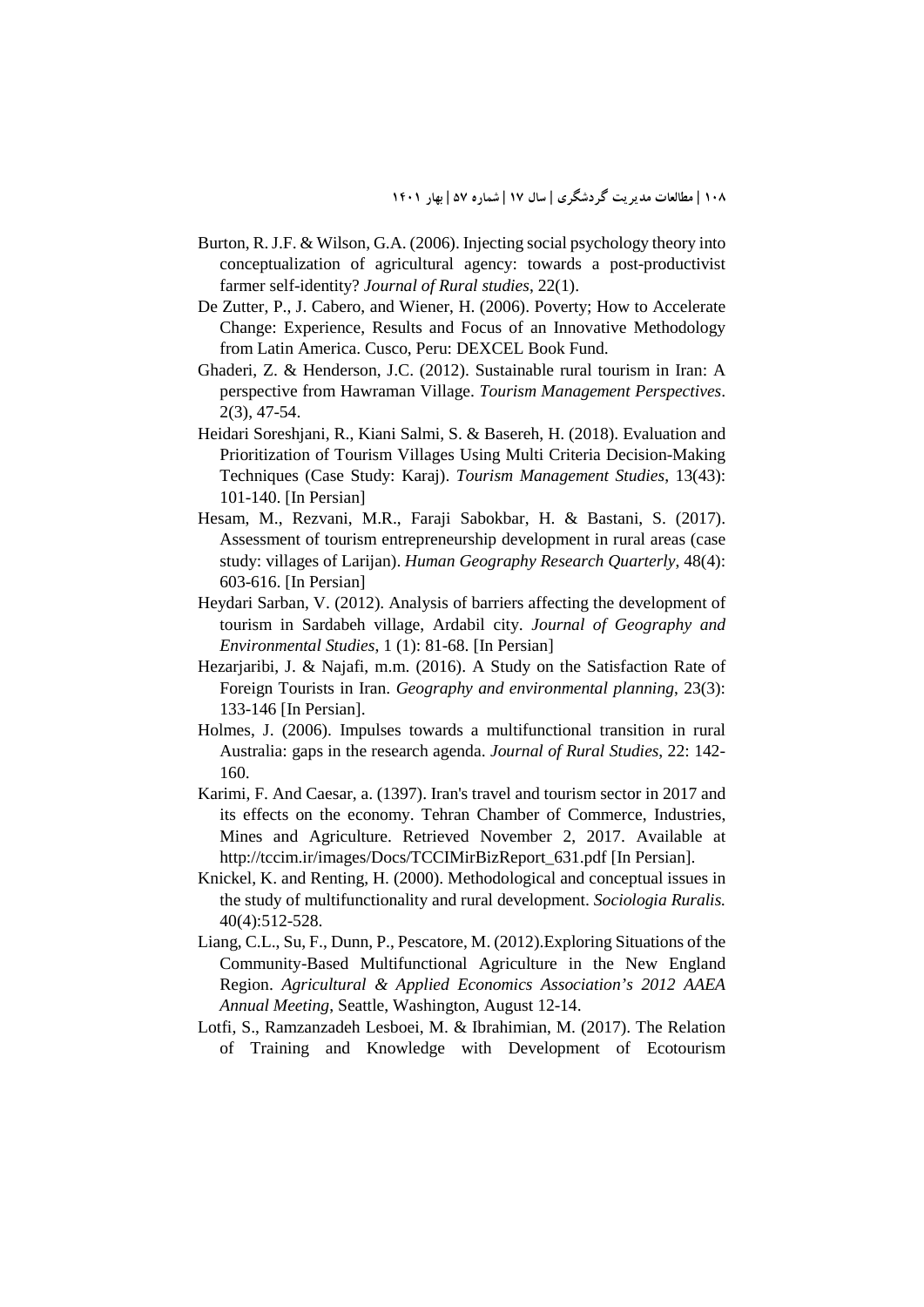Burton, R. J.F. & Wilson, G.A. (2006). Injecting social psychology theory into conceptualization of agricultural agency: towards a post-productivist farmer self-identity? *Journal of Rural studies*, 22(1).

De Zutter, P., J. Cabero, and Wiener, H. (2006). Poverty; How to Accelerate Change: Experience, Results and Focus of an Innovative Methodology from Latin America. Cusco, Peru: DEXCEL Book Fund.

Ghaderi, Z. & Henderson, J.C. (2012). Sustainable rural tourism in Iran: A perspective from Hawraman Village. *Tourism Management Perspectives*. 2(3), 47-54.

Heidari Soreshjani, R., Kiani Salmi, S. & Basereh, H. (2018). Evaluation and Prioritization of Tourism Villages Using Multi Criteria Decision-Making Techniques (Case Study: Karaj). *Tourism Management Studies*, 13(43): 101-140. [In Persian]

Hesam, M., Rezvani, M.R., Faraji Sabokbar, H. & Bastani, S. (2017). Assessment of tourism entrepreneurship development in rural areas (case study: villages of Larijan). *Human Geography Research Quarterly*, 48(4): 603-616. [In Persian]

Heydari Sarban, V. (2012). Analysis of barriers affecting the development of tourism in Sardabeh village, Ardabil city. *Journal of Geography and Environmental Studies*, 1 (1): 81-68. [In Persian]

Hezarjaribi, J. & Najafi, m.m. (2016). A Study on the Satisfaction Rate of Foreign Tourists in Iran. *Geography and environmental planning*, 23(3): 133-146 [In Persian].

Holmes, J. (2006). Impulses towards a multifunctional transition in rural Australia: gaps in the research agenda. *Journal of Rural Studies*, 22: 142-160.

Karimi, F. And Caesar, a. (1397). Iran's travel and tourism sector in 2017 and its effects on the economy. Tehran Chamber of Commerce, Industries, Mines and Agriculture. Retrieved November 2, 2017. Available at http://tccim.ir/images/Docs/TCCIMirBizReport_631.pdf [In Persian].

Knickel, K. and Renting, H. (2000). Methodological and conceptual issues in the study of multifunctionality and rural development. *Sociologia Ruralis.* 40(4):512-528.

Liang, C.L., Su, F., Dunn, P., Pescatore, M. (2012).Exploring Situations of the Community-Based Multifunctional Agriculture in the New England Region. *Agricultural & Applied Economics Association's 2012 AAEA Annual Meeting*, Seattle, Washington, August 12-14.

Lotfi, S., Ramzanzadeh Lesboei, M. & Ibrahimian, M. (2017). The Relation of Training and Knowledge with Development of Ecotourism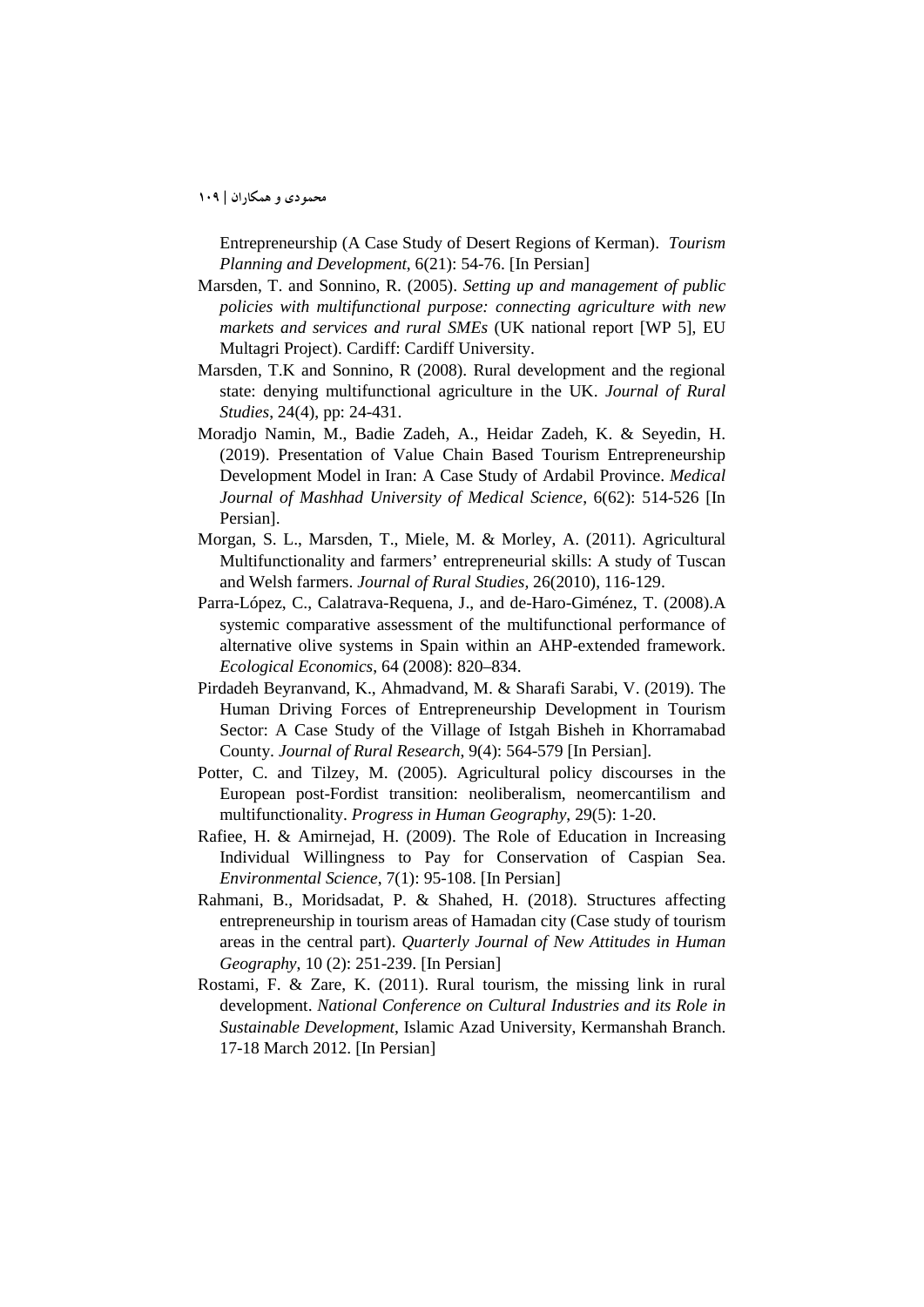Entrepreneurship (A Case Study of Desert Regions of Kerman). *Tourism Planning and Development*, 6(21): 54-76. [In Persian]

Marsden, T. and Sonnino, R. (2005). *Setting up and management of public policies with multifunctional purpose: connecting agriculture with new markets and services and rural SMEs* (UK national report [WP 5], EU Multagri Project). Cardiff: Cardiff University.

Marsden, T.K and Sonnino, R (2008). Rural development and the regional state: denying multifunctional agriculture in the UK. *Journal of Rural Studies*, 24(4), pp: 24-431.

Moradjo Namin, M., Badie Zadeh, A., Heidar Zadeh, K. & Seyedin, H. (2019). Presentation of Value Chain Based Tourism Entrepreneurship Development Model in Iran: A Case Study of Ardabil Province. *Medical Journal of Mashhad University of Medical Science*, 6(62): 514-526 [In Persian].

Morgan, S. L., Marsden, T., Miele, M. & Morley, A. (2011). Agricultural Multifunctionality and farmers' entrepreneurial skills: A study of Tuscan and Welsh farmers. *Journal of Rural Studies*, 26(2010), 116-129.

Parra-López, C., Calatrava-Requena, J., and de-Haro-Giménez, T. (2008).A systemic comparative assessment of the multifunctional performance of alternative olive systems in Spain within an AHP-extended framework. *Ecological Economics*, 64 (2008): 820–834.

Pirdadeh Beyranvand, K., Ahmadvand, M. & Sharafi Sarabi, V. (2019). The Human Driving Forces of Entrepreneurship Development in Tourism Sector: A Case Study of the Village of Istgah Bisheh in Khorramabad County. *Journal of Rural Research*, 9(4): 564-579 [In Persian].

Potter, C. and Tilzey, M. (2005). Agricultural policy discourses in the European post-Fordist transition: neoliberalism, neomercantilism and multifunctionality. *Progress in Human Geography*, 29(5): 1-20.

Rafiee, H. & Amirnejad, H. (2009). The Role of Education in Increasing Individual Willingness to Pay for Conservation of Caspian Sea. *Environmental Science*, 7(1): 95-108. [In Persian]

Rahmani, B., Moridsadat, P. & Shahed, H. (2018). Structures affecting entrepreneurship in tourism areas of Hamadan city (Case study of tourism areas in the central part). *Quarterly Journal of New Attitudes in Human Geography*, 10 (2): 251-239. [In Persian]

Rostami, F. & Zare, K. (2011). Rural tourism, the missing link in rural development. *National Conference on Cultural Industries and its Role in Sustainable Development*, Islamic Azad University, Kermanshah Branch. 17-18 March 2012. [In Persian]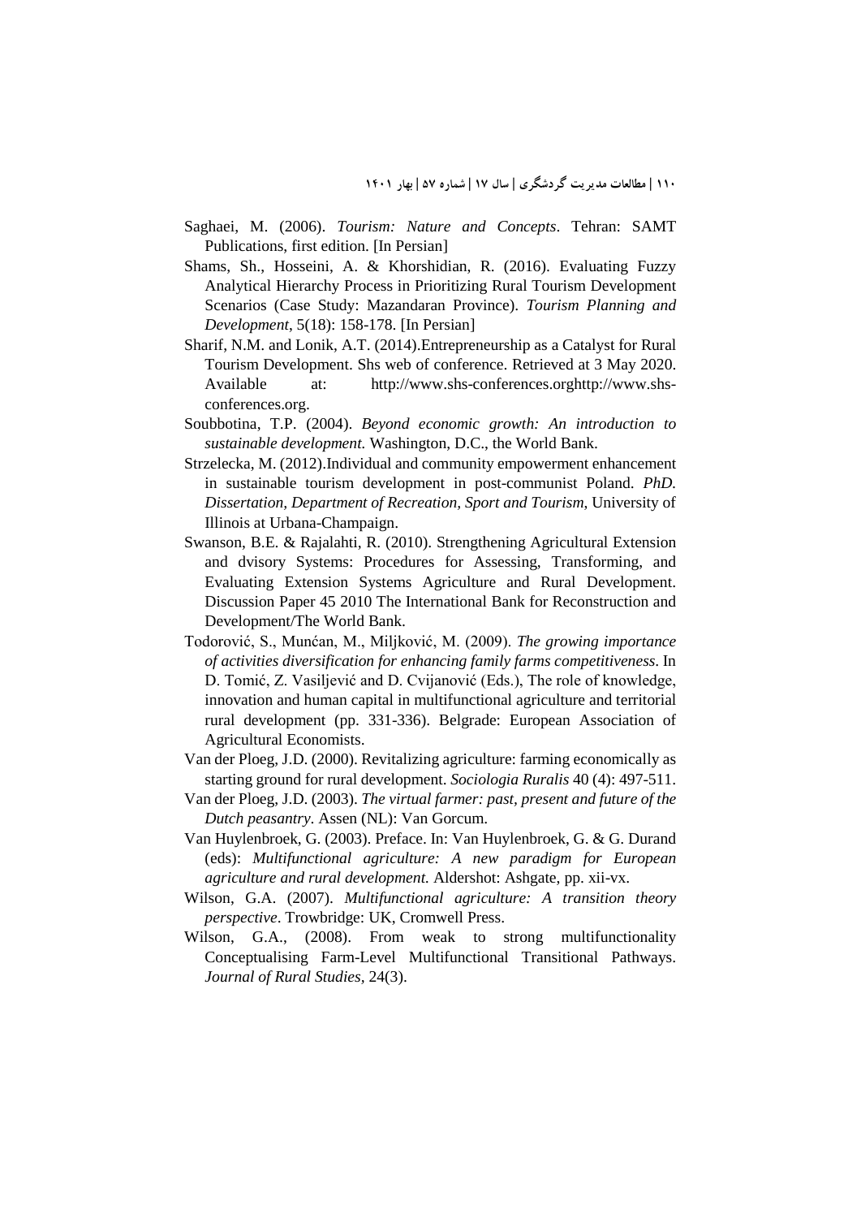Saghaei, M. (2006). *Tourism: Nature and Concepts*. Tehran: SAMT Publications, first edition. [In Persian]

Shams, Sh., Hosseini, A. & Khorshidian, R. (2016). Evaluating Fuzzy Analytical Hierarchy Process in Prioritizing Rural Tourism Development Scenarios (Case Study: Mazandaran Province). *Tourism Planning and Development*, 5(18): 158-178. [In Persian]

Sharif, N.M. and Lonik, A.T. (2014).Entrepreneurship as a Catalyst for Rural Tourism Development. Shs web of conference. Retrieved at 3 May 2020. Available at: http://www.shs-conferences.orghttp://www.shs-conferences.org.

Soubbotina, T.P. (2004). *Beyond economic growth: An introduction to sustainable development.* Washington, D.C., the World Bank.

Strzelecka, M. (2012).Individual and community empowerment enhancement in sustainable tourism development in post-communist Poland. *PhD. Dissertation, Department of Recreation, Sport and Tourism*, University of Illinois at Urbana-Champaign.

Swanson, B.E. & Rajalahti, R. (2010). Strengthening Agricultural Extension and dvisory Systems: Procedures for Assessing, Transforming, and Evaluating Extension Systems Agriculture and Rural Development. Discussion Paper 45 2010 The International Bank for Reconstruction and Development/The World Bank.

Todorović, S., Munćan, M., Miljković, M. (2009). *The growing importance of activities diversification for enhancing family farms competitiveness*. In D. Tomić, Z. Vasiljević and D. Cvijanović (Eds.), The role of knowledge, innovation and human capital in multifunctional agriculture and territorial rural development (pp. 331-336). Belgrade: European Association of Agricultural Economists.

Van der Ploeg, J.D. (2000). Revitalizing agriculture: farming economically as starting ground for rural development. *Sociologia Ruralis* 40 (4): 497-511.

Van der Ploeg, J.D. (2003). *The virtual farmer: past, present and future of the Dutch peasantry*. Assen (NL): Van Gorcum.

Van Huylenbroek, G. (2003). Preface. In: Van Huylenbroek, G. & G. Durand (eds): *Multifunctional agriculture: A new paradigm for European agriculture and rural development.* Aldershot: Ashgate, pp. xii-vx.

Wilson, G.A. (2007). *Multifunctional agriculture: A transition theory perspective*. Trowbridge: UK, Cromwell Press.

Wilson, G.A., (2008). From weak to strong multifunctionality Conceptualising Farm-Level Multifunctional Transitional Pathways. *Journal of Rural Studies*, 24(3).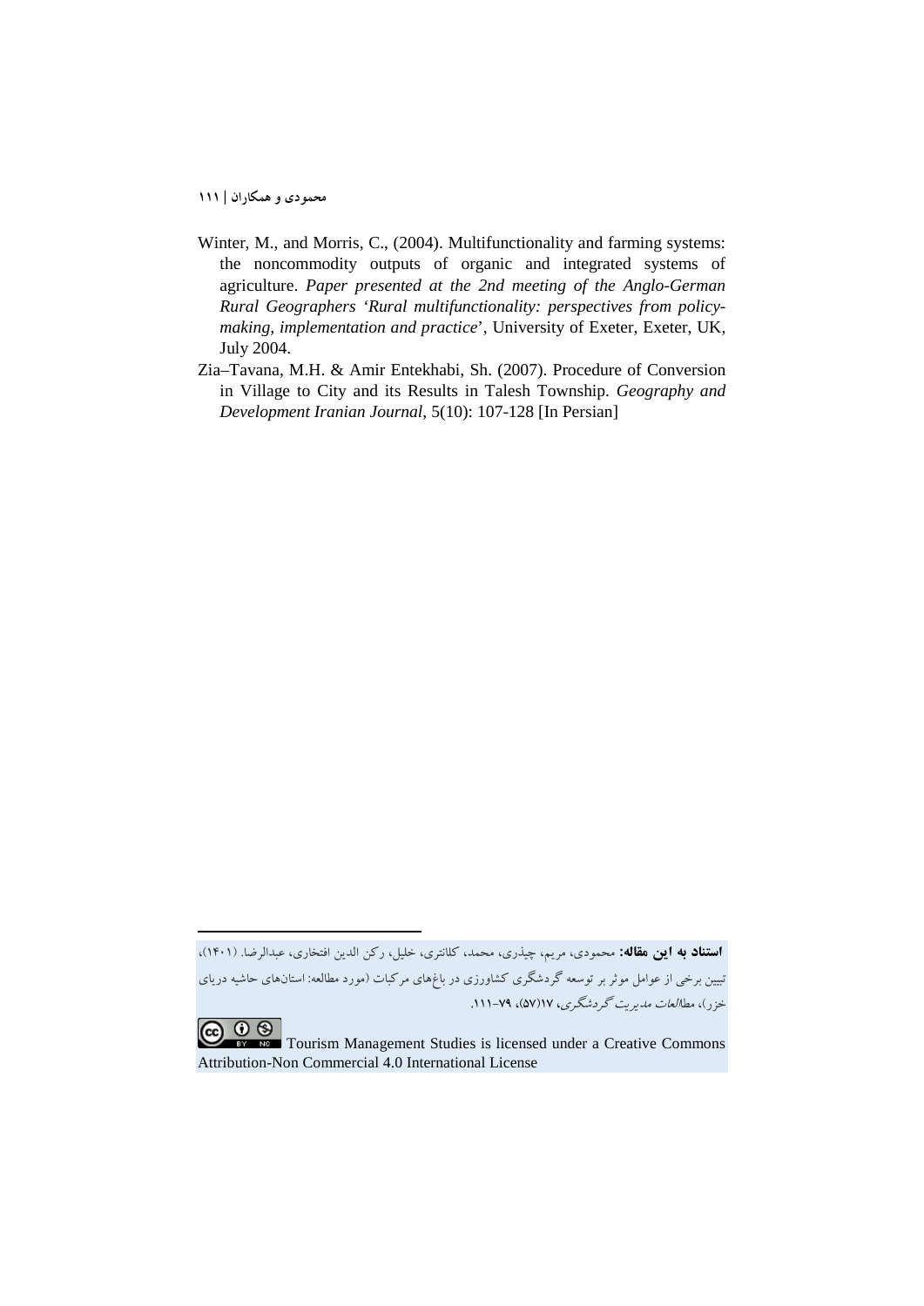Winter, M., and Morris, C., (2004). Multifunctionality and farming systems: the noncommodity outputs of organic and integrated systems of agriculture. *Paper presented at the 2nd meeting of the Anglo-German Rural Geographers 'Rural multifunctionality: perspectives from policy-making, implementation and practice'*, University of Exeter, Exeter, UK, July 2004.

Zia–Tavana, M.H. & Amir Entekhabi, Sh. (2007). Procedure of Conversion in Village to City and its Results in Talesh Township. *Geography and Development Iranian Journal*, 5(10): 107-128 [In Persian]

---

**استناد به این مقاله:** محمودی، مریم، چیذری، محمد، کلانتری، خلیل، رکن الدین افتخاری، عبدالرضا. (۱۴۰۱)، تبیین برخی از عوامل موثر بر توسعه گردشگری کشاورزی در باغ‌های مرکبات (مورد مطالعه: استان‌های حاشیه دریای خزر)، *مطالعات مدیریت گردشگری*، ۱۷(۵۷)، ۷۹-۱۱۱.

Tourism Management Studies is licensed under a Creative Commons Attribution-Non Commercial 4.0 International License